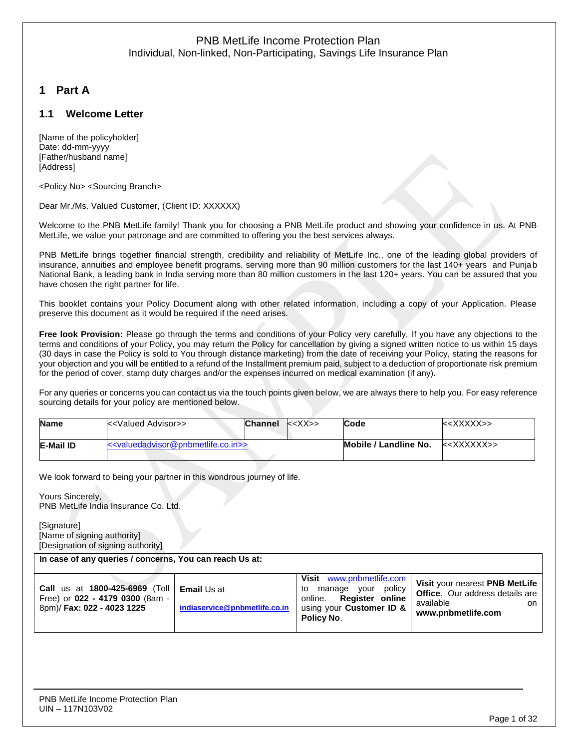PNB MetLife Income Protection Plan
Individual, Non-linked, Non-Participating, Savings Life Insurance Plan

# 1 Part A

## 1.1 Welcome Letter

[Name of the policyholder]
Date: dd-mm-yyyy
[Father/husband name]
[Address]

<Policy No> <Sourcing Branch>

Dear Mr./Ms. Valued Customer, (Client ID: XXXXXX)

Welcome to the PNB MetLife family! Thank you for choosing a PNB MetLife product and showing your confidence in us. At PNB MetLife, we value your patronage and are committed to offering you the best services always.

PNB MetLife brings together financial strength, credibility and reliability of MetLife Inc., one of the leading global providers of insurance, annuities and employee benefit programs, serving more than 90 million customers for the last 140+ years and Punjab National Bank, a leading bank in India serving more than 80 million customers in the last 120+ years. You can be assured that you have chosen the right partner for life.

This booklet contains your Policy Document along with other related information, including a copy of your Application. Please preserve this document as it would be required if the need arises.

**Free look Provision:** Please go through the terms and conditions of your Policy very carefully. If you have any objections to the terms and conditions of your Policy, you may return the Policy for cancellation by giving a signed written notice to us within 15 days (30 days in case the Policy is sold to You through distance marketing) from the date of receiving your Policy, stating the reasons for your objection and you will be entitled to a refund of the Installment premium paid, subject to a deduction of proportionate risk premium for the period of cover, stamp duty charges and/or the expenses incurred on medical examination (if any).

For any queries or concerns you can contact us via the touch points given below, we are always there to help you. For easy reference sourcing details for your policy are mentioned below.

| **Name** | <<Valued Advisor>> | **Channel** | <<XX>> | **Code** | <<XXXXX>> |
|---|---|---|---|---|---|
| **E-Mail ID** | <<valuedadvisor@pnbmetlife.co.in>> | | | **Mobile / Landline No.** | <<XXXXXX>> |

We look forward to being your partner in this wondrous journey of life.

Yours Sincerely,
PNB MetLife India Insurance Co. Ltd.

[Signature]
[Name of signing authority]
[Designation of signing authority]

| **In case of any queries / concerns, You can reach Us at:** | | | |
|---|---|---|---|
| **Call** us at **1800-425-6969** (Toll Free) or **022 - 4179 0300** (8am - 8pm)/ **Fax: 022 - 4023 1225** | **Email** Us at **indiaservice@pnbmetlife.co.in** | **Visit** www.pnbmetlife.com to manage your policy online. **Register online** using your **Customer ID & Policy No**. | **Visit** your nearest **PNB MetLife Office**. Our address details are available on **www.pnbmetlife.com** |

PNB MetLife Income Protection Plan
UIN – 117N103V02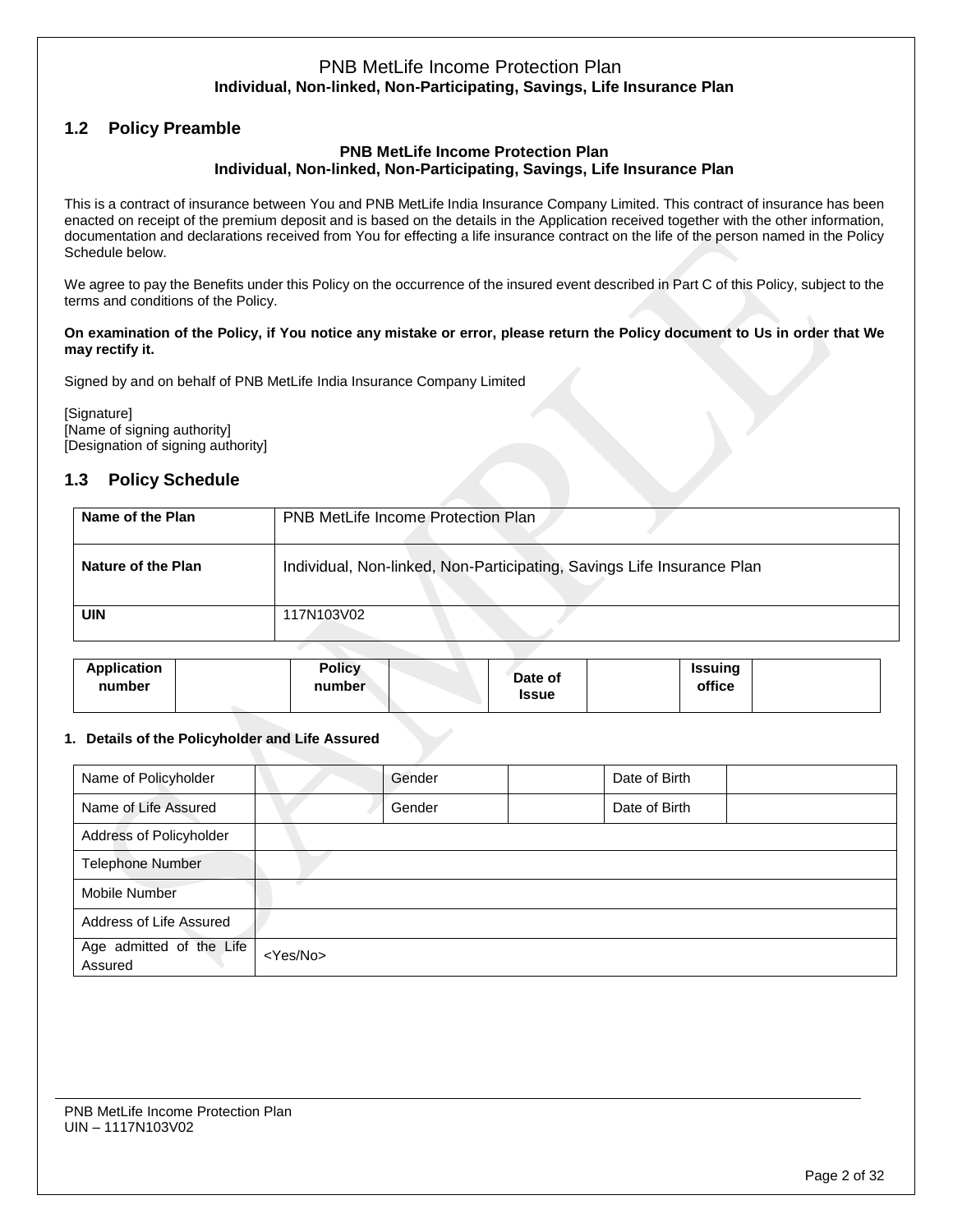## 1.2 Policy Preamble

**PNB MetLife Income Protection Plan**
**Individual, Non-linked, Non-Participating, Savings, Life Insurance Plan**

This is a contract of insurance between You and PNB MetLife India Insurance Company Limited. This contract of insurance has been enacted on receipt of the premium deposit and is based on the details in the Application received together with the other information, documentation and declarations received from You for effecting a life insurance contract on the life of the person named in the Policy Schedule below.

We agree to pay the Benefits under this Policy on the occurrence of the insured event described in Part C of this Policy, subject to the terms and conditions of the Policy.

**On examination of the Policy, if You notice any mistake or error, please return the Policy document to Us in order that We may rectify it.**

Signed by and on behalf of PNB MetLife India Insurance Company Limited

[Signature]
[Name of signing authority]
[Designation of signing authority]

## 1.3 Policy Schedule

| **Name of the Plan** | PNB MetLife Income Protection Plan |
|---|---|
| **Nature of the Plan** | Individual, Non-linked, Non-Participating, Savings Life Insurance Plan |
| **UIN** | 117N103V02 |

| **Application number** | | **Policy number** | | **Date of Issue** | | **Issuing office** | |
|---|---|---|---|---|---|---|---|

**1. Details of the Policyholder and Life Assured**

| Name of Policyholder | | Gender | | Date of Birth | |
|---|---|---|---|---|---|
| Name of Life Assured | | Gender | | Date of Birth | |
| Address of Policyholder | | | | | |
| Telephone Number | | | | | |
| Mobile Number | | | | | |
| Address of Life Assured | | | | | |
| Age admitted of the Life Assured | <Yes/No> | | | | |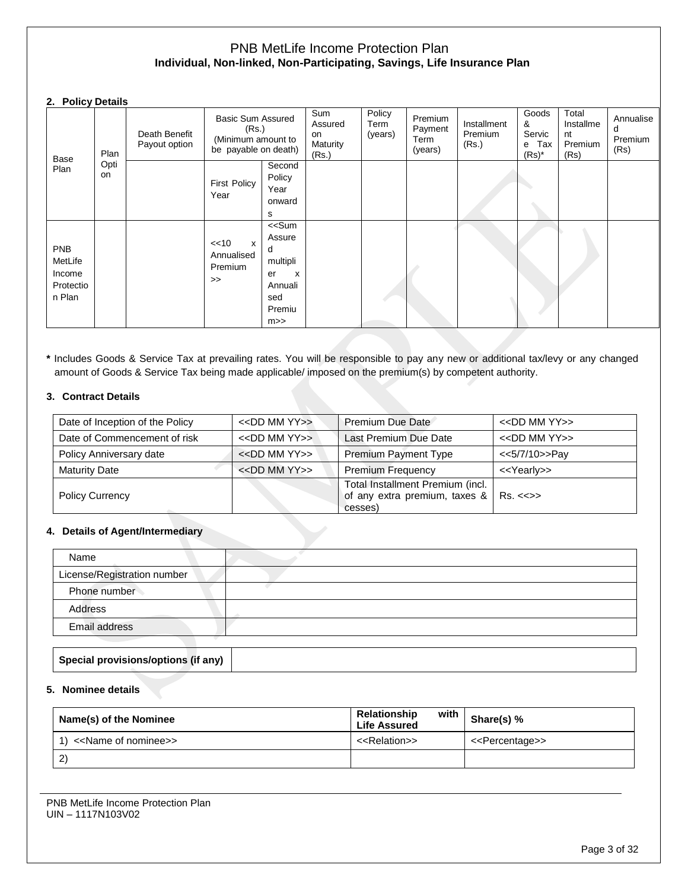# PNB MetLife Income Protection Plan

**Individual, Non-linked, Non-Participating, Savings, Life Insurance Plan**

**2. Policy Details**

| Base Plan | Plan Option | Death Benefit Payout option | Basic Sum Assured (Rs.) (Minimum amount to be payable on death) | | Sum Assured on Maturity (Rs.) | Policy Term (years) | Premium Payment Term (years) | Installment Premium (Rs.) | Goods & Service Tax (Rs)* | Total Installment Premium (Rs) | Annualised Premium (Rs) |
|---|---|---|---|---|---|---|---|---|---|---|---|
| | | | First Policy Year | Second Policy Year onwards | | | | | | | |
| PNB MetLife Income Protection Plan | | | <<10 x Annualised Premium >> | <<Sum Assured multiplier x Annualised Premium>> | | | | | | | |

**\*** Includes Goods & Service Tax at prevailing rates. You will be responsible to pay any new or additional tax/levy or any changed amount of Goods & Service Tax being made applicable/ imposed on the premium(s) by competent authority.

**3. Contract Details**

| Date of Inception of the Policy | <<DD MM YY>> | Premium Due Date | <<DD MM YY>> |
|---|---|---|---|
| Date of Commencement of risk | <<DD MM YY>> | Last Premium Due Date | <<DD MM YY>> |
| Policy Anniversary date | <<DD MM YY>> | Premium Payment Type | <<5/7/10>>Pay |
| Maturity Date | <<DD MM YY>> | Premium Frequency | <<Yearly>> |
| Policy Currency | | Total Installment Premium (incl. of any extra premium, taxes & cesses) | Rs. <<>> |

**4. Details of Agent/Intermediary**

| Name | |
|---|---|
| License/Registration number | |
| Phone number | |
| Address | |
| Email address | |

| **Special provisions/options (if any)** | |
|---|---|

**5. Nominee details**

| **Name(s) of the Nominee** | **Relationship with Life Assured** | **Share(s) %** |
|---|---|---|
| 1) <<Name of nominee>> | <<Relation>> | <<Percentage>> |
| 2) | | |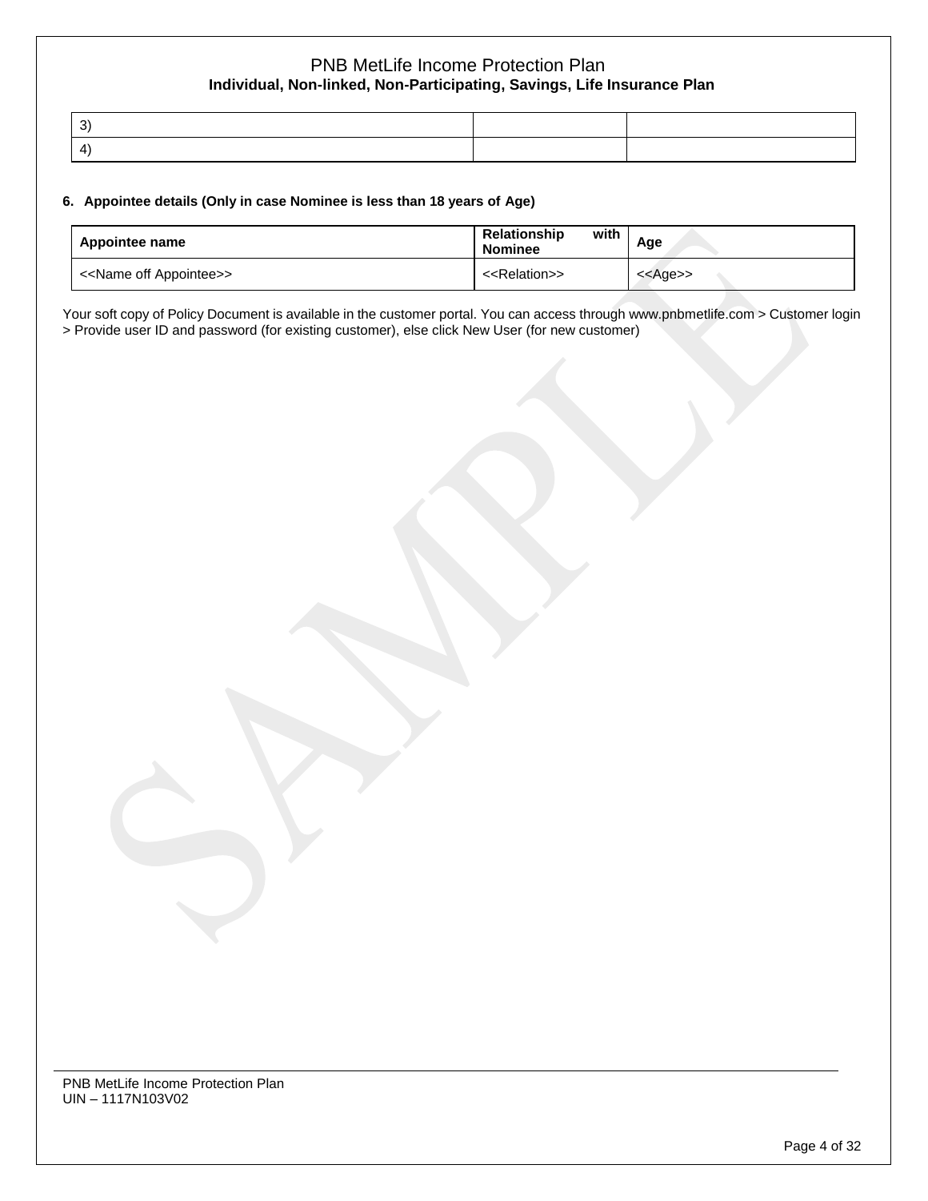| 3) | | |
|---|---|---|
| 4) | | |

**6. Appointee details (Only in case Nominee is less than 18 years of Age)**

| Appointee name | Relationship with Nominee | Age |
|---|---|---|
| <<Name off Appointee>> | <<Relation>> | <<Age>> |

Your soft copy of Policy Document is available in the customer portal. You can access through www.pnbmetlife.com > Customer login > Provide user ID and password (for existing customer), else click New User (for new customer)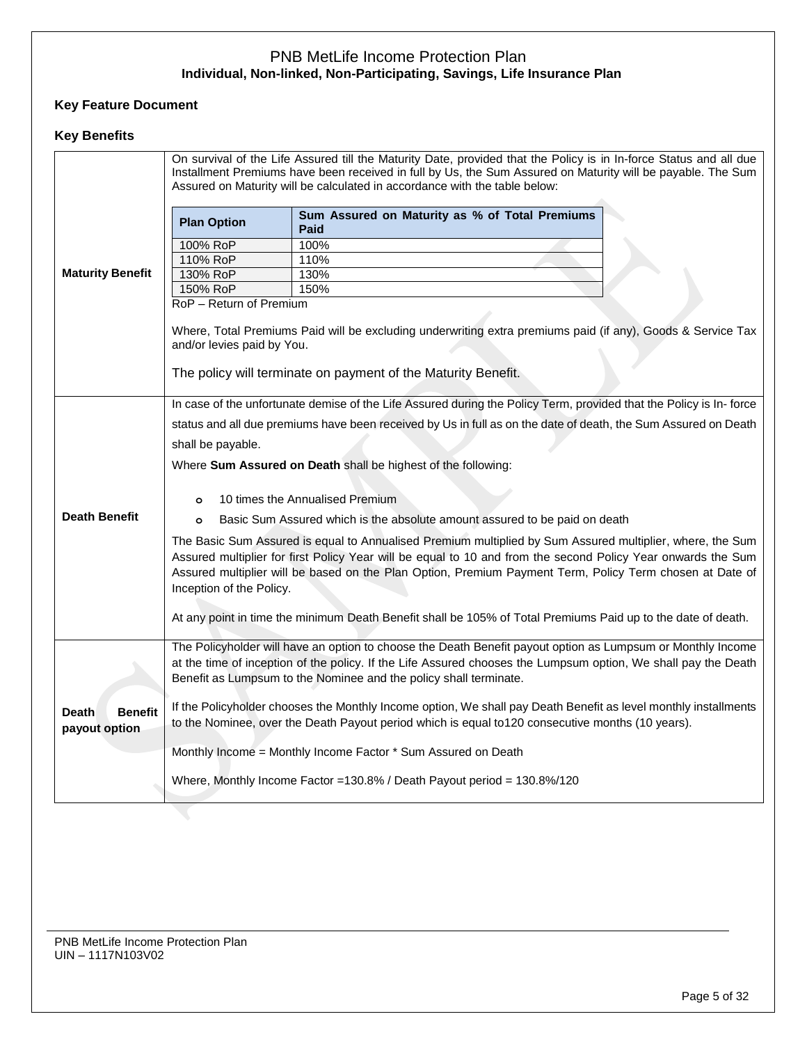# PNB MetLife Income Protection Plan

**Individual, Non-linked, Non-Participating, Savings, Life Insurance Plan**

## Key Feature Document

### Key Benefits

| | |
|---|---|
| **Maturity Benefit** | On survival of the Life Assured till the Maturity Date, provided that the Policy is in In-force Status and all due Installment Premiums have been received in full by Us, the Sum Assured on Maturity will be payable. The Sum Assured on Maturity will be calculated in accordance with the table below:<br><br>**Plan Option** — **Sum Assured on Maturity as % of Total Premiums Paid**<br>100% RoP — 100%<br>110% RoP — 110%<br>130% RoP — 130%<br>150% RoP — 150%<br><br>RoP – Return of Premium<br><br>Where, Total Premiums Paid will be excluding underwriting extra premiums paid (if any), Goods & Service Tax and/or levies paid by You.<br><br>The policy will terminate on payment of the Maturity Benefit. |
| **Death Benefit** | In case of the unfortunate demise of the Life Assured during the Policy Term, provided that the Policy is In- force status and all due premiums have been received by Us in full as on the date of death, the Sum Assured on Death shall be payable.<br><br>Where **Sum Assured on Death** shall be highest of the following:<br><br>○ 10 times the Annualised Premium<br>○ Basic Sum Assured which is the absolute amount assured to be paid on death<br><br>The Basic Sum Assured is equal to Annualised Premium multiplied by Sum Assured multiplier, where, the Sum Assured multiplier for first Policy Year will be equal to 10 and from the second Policy Year onwards the Sum Assured multiplier will be based on the Plan Option, Premium Payment Term, Policy Term chosen at Date of Inception of the Policy.<br><br>At any point in time the minimum Death Benefit shall be 105% of Total Premiums Paid up to the date of death. |
| **Death Benefit payout option** | The Policyholder will have an option to choose the Death Benefit payout option as Lumpsum or Monthly Income at the time of inception of the policy. If the Life Assured chooses the Lumpsum option, We shall pay the Death Benefit as Lumpsum to the Nominee and the policy shall terminate.<br><br>If the Policyholder chooses the Monthly Income option, We shall pay Death Benefit as level monthly installments to the Nominee, over the Death Payout period which is equal to120 consecutive months (10 years).<br><br>Monthly Income = Monthly Income Factor * Sum Assured on Death<br><br>Where, Monthly Income Factor =130.8% / Death Payout period = 130.8%/120 |

PNB MetLife Income Protection Plan
UIN – 1117N103V02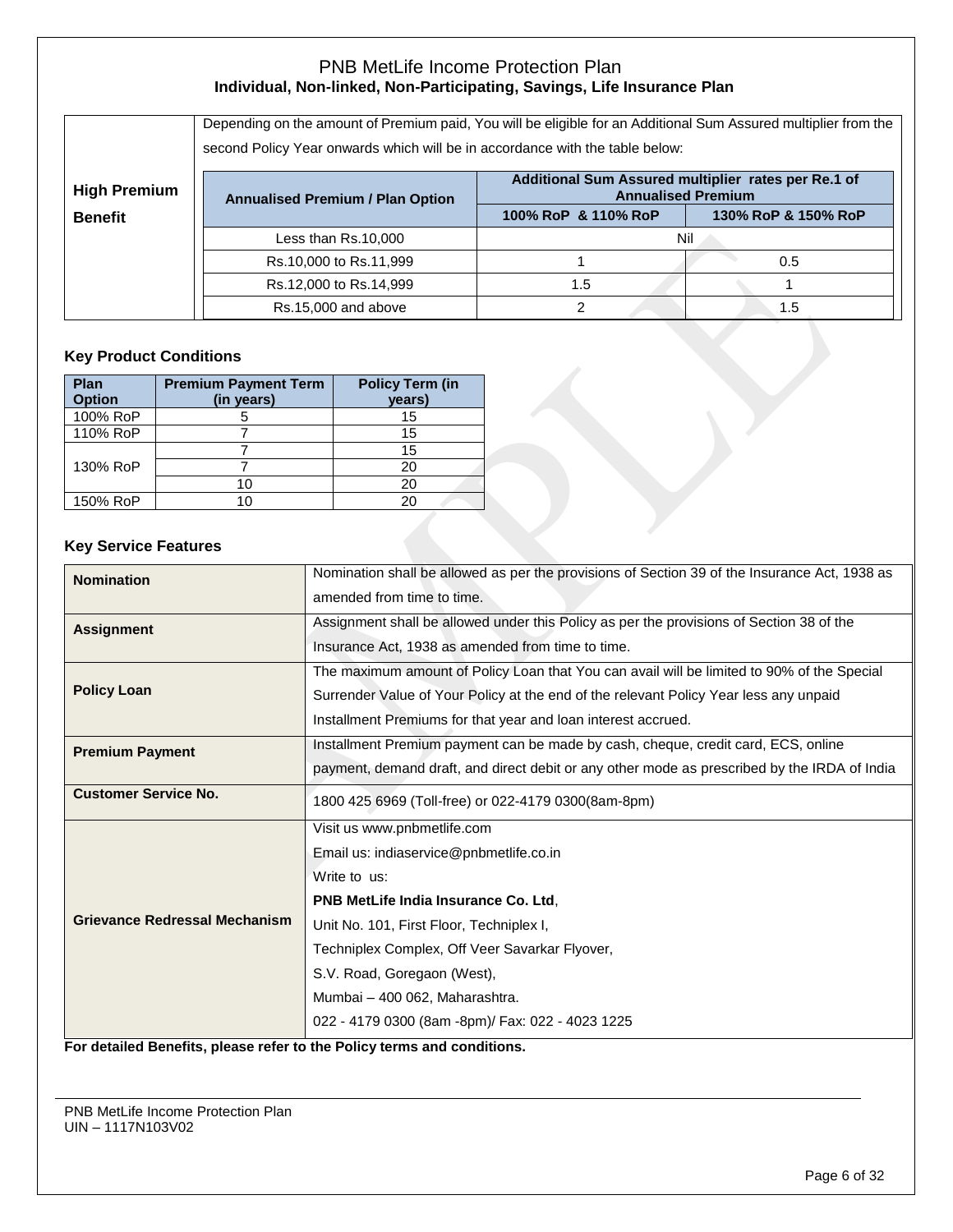| High Premium Benefit | Depending on the amount of Premium paid, You will be eligible for an Additional Sum Assured multiplier from the second Policy Year onwards which will be in accordance with the table below: |
|---|---|

| Annualised Premium / Plan Option | Additional Sum Assured multiplier rates per Re.1 of Annualised Premium | |
|---|---|---|
| | 100% RoP & 110% RoP | 130% RoP & 150% RoP |
| Less than Rs.10,000 | Nil | |
| Rs.10,000 to Rs.11,999 | 1 | 0.5 |
| Rs.12,000 to Rs.14,999 | 1.5 | 1 |
| Rs.15,000 and above | 2 | 1.5 |

### Key Product Conditions

| Plan Option | Premium Payment Term (in years) | Policy Term (in years) |
|---|---|---|
| 100% RoP | 5 | 15 |
| 110% RoP | 7 | 15 |
| 130% RoP | 7 | 15 |
| | 7 | 20 |
| | 10 | 20 |
| 150% RoP | 10 | 20 |

### Key Service Features

| | |
|---|---|
| **Nomination** | Nomination shall be allowed as per the provisions of Section 39 of the Insurance Act, 1938 as amended from time to time. |
| **Assignment** | Assignment shall be allowed under this Policy as per the provisions of Section 38 of the Insurance Act, 1938 as amended from time to time. |
| **Policy Loan** | The maximum amount of Policy Loan that You can avail will be limited to 90% of the Special Surrender Value of Your Policy at the end of the relevant Policy Year less any unpaid Installment Premiums for that year and loan interest accrued. |
| **Premium Payment** | Installment Premium payment can be made by cash, cheque, credit card, ECS, online payment, demand draft, and direct debit or any other mode as prescribed by the IRDA of India |
| **Customer Service No.** | 1800 425 6969 (Toll-free) or 022-4179 0300(8am-8pm) |
| **Grievance Redressal Mechanism** | Visit us www.pnbmetlife.com<br>Email us: indiaservice@pnbmetlife.co.in<br>Write to us:<br>**PNB MetLife India Insurance Co. Ltd**,<br>Unit No. 101, First Floor, Techniplex I,<br>Techniplex Complex, Off Veer Savarkar Flyover,<br>S.V. Road, Goregaon (West),<br>Mumbai – 400 062, Maharashtra.<br>022 - 4179 0300 (8am -8pm)/ Fax: 022 - 4023 1225 |

**For detailed Benefits, please refer to the Policy terms and conditions.**

PNB MetLife Income Protection Plan
UIN – 1117N103V02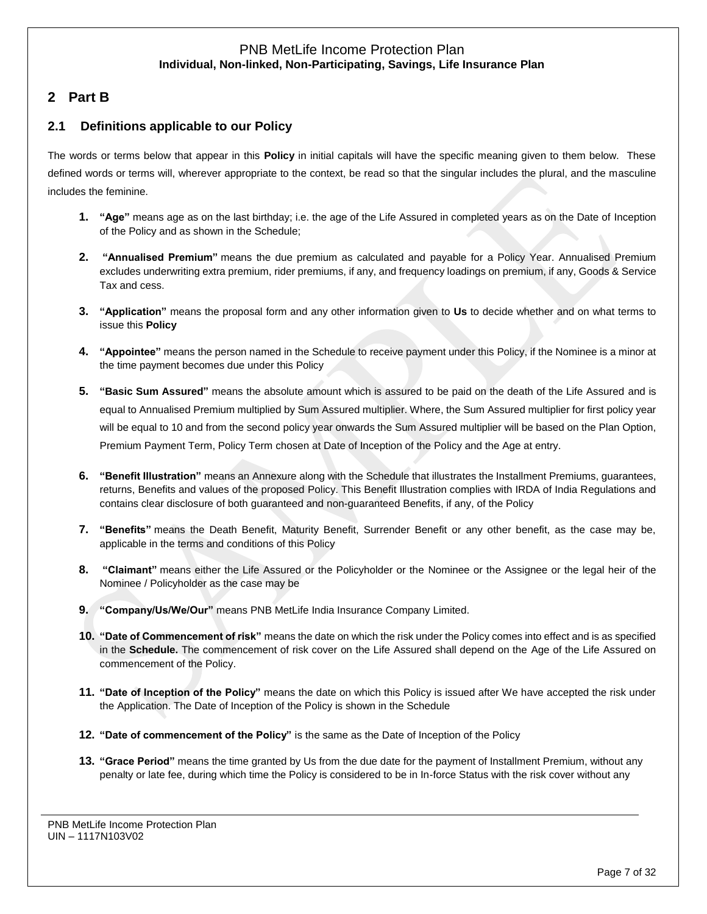## 2 Part B

### 2.1 Definitions applicable to our Policy

The words or terms below that appear in this **Policy** in initial capitals will have the specific meaning given to them below. These defined words or terms will, wherever appropriate to the context, be read so that the singular includes the plural, and the masculine includes the feminine.

1. **"Age"** means age as on the last birthday; i.e. the age of the Life Assured in completed years as on the Date of Inception of the Policy and as shown in the Schedule;

2. **"Annualised Premium"** means the due premium as calculated and payable for a Policy Year. Annualised Premium excludes underwriting extra premium, rider premiums, if any, and frequency loadings on premium, if any, Goods & Service Tax and cess.

3. **"Application"** means the proposal form and any other information given to **Us** to decide whether and on what terms to issue this **Policy**

4. **"Appointee"** means the person named in the Schedule to receive payment under this Policy, if the Nominee is a minor at the time payment becomes due under this Policy

5. **"Basic Sum Assured"** means the absolute amount which is assured to be paid on the death of the Life Assured and is equal to Annualised Premium multiplied by Sum Assured multiplier. Where, the Sum Assured multiplier for first policy year will be equal to 10 and from the second policy year onwards the Sum Assured multiplier will be based on the Plan Option, Premium Payment Term, Policy Term chosen at Date of Inception of the Policy and the Age at entry.

6. **"Benefit Illustration"** means an Annexure along with the Schedule that illustrates the Installment Premiums, guarantees, returns, Benefits and values of the proposed Policy. This Benefit Illustration complies with IRDA of India Regulations and contains clear disclosure of both guaranteed and non-guaranteed Benefits, if any, of the Policy

7. **"Benefits"** means the Death Benefit, Maturity Benefit, Surrender Benefit or any other benefit, as the case may be, applicable in the terms and conditions of this Policy

8. **"Claimant"** means either the Life Assured or the Policyholder or the Nominee or the Assignee or the legal heir of the Nominee / Policyholder as the case may be

9. **"Company/Us/We/Our"** means PNB MetLife India Insurance Company Limited.

10. **"Date of Commencement of risk"** means the date on which the risk under the Policy comes into effect and is as specified in the **Schedule.** The commencement of risk cover on the Life Assured shall depend on the Age of the Life Assured on commencement of the Policy.

11. **"Date of Inception of the Policy"** means the date on which this Policy is issued after We have accepted the risk under the Application. The Date of Inception of the Policy is shown in the Schedule

12. **"Date of commencement of the Policy"** is the same as the Date of Inception of the Policy

13. **"Grace Period"** means the time granted by Us from the due date for the payment of Installment Premium, without any penalty or late fee, during which time the Policy is considered to be in In-force Status with the risk cover without any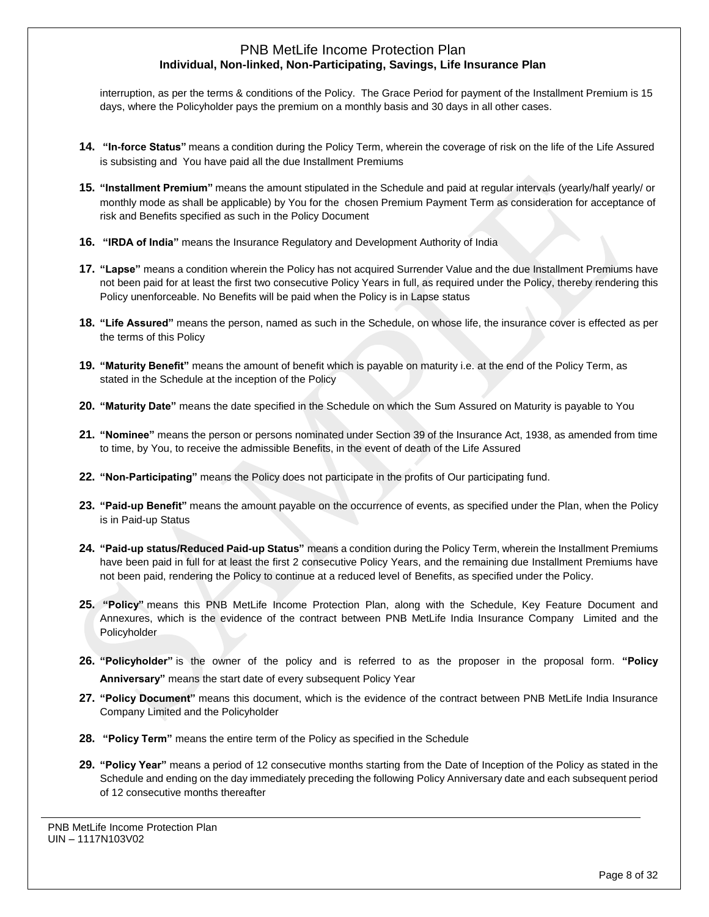interruption, as per the terms & conditions of the Policy. The Grace Period for payment of the Installment Premium is 15 days, where the Policyholder pays the premium on a monthly basis and 30 days in all other cases.

14. **"In-force Status"** means a condition during the Policy Term, wherein the coverage of risk on the life of the Life Assured is subsisting and You have paid all the due Installment Premiums

15. **"Installment Premium"** means the amount stipulated in the Schedule and paid at regular intervals (yearly/half yearly/ or monthly mode as shall be applicable) by You for the chosen Premium Payment Term as consideration for acceptance of risk and Benefits specified as such in the Policy Document

16. **"IRDA of India"** means the Insurance Regulatory and Development Authority of India

17. **"Lapse"** means a condition wherein the Policy has not acquired Surrender Value and the due Installment Premiums have not been paid for at least the first two consecutive Policy Years in full, as required under the Policy, thereby rendering this Policy unenforceable. No Benefits will be paid when the Policy is in Lapse status

18. **"Life Assured"** means the person, named as such in the Schedule, on whose life, the insurance cover is effected as per the terms of this Policy

19. **"Maturity Benefit"** means the amount of benefit which is payable on maturity i.e. at the end of the Policy Term, as stated in the Schedule at the inception of the Policy

20. **"Maturity Date"** means the date specified in the Schedule on which the Sum Assured on Maturity is payable to You

21. **"Nominee"** means the person or persons nominated under Section 39 of the Insurance Act, 1938, as amended from time to time, by You, to receive the admissible Benefits, in the event of death of the Life Assured

22. **"Non-Participating"** means the Policy does not participate in the profits of Our participating fund.

23. **"Paid-up Benefit"** means the amount payable on the occurrence of events, as specified under the Plan, when the Policy is in Paid-up Status

24. **"Paid-up status/Reduced Paid-up Status"** means a condition during the Policy Term, wherein the Installment Premiums have been paid in full for at least the first 2 consecutive Policy Years, and the remaining due Installment Premiums have not been paid, rendering the Policy to continue at a reduced level of Benefits, as specified under the Policy.

25. **"Policy"** means this PNB MetLife Income Protection Plan, along with the Schedule, Key Feature Document and Annexures, which is the evidence of the contract between PNB MetLife India Insurance Company Limited and the Policyholder

26. **"Policyholder"** is the owner of the policy and is referred to as the proposer in the proposal form. **"Policy Anniversary"** means the start date of every subsequent Policy Year

27. **"Policy Document"** means this document, which is the evidence of the contract between PNB MetLife India Insurance Company Limited and the Policyholder

28. **"Policy Term"** means the entire term of the Policy as specified in the Schedule

29. **"Policy Year"** means a period of 12 consecutive months starting from the Date of Inception of the Policy as stated in the Schedule and ending on the day immediately preceding the following Policy Anniversary date and each subsequent period of 12 consecutive months thereafter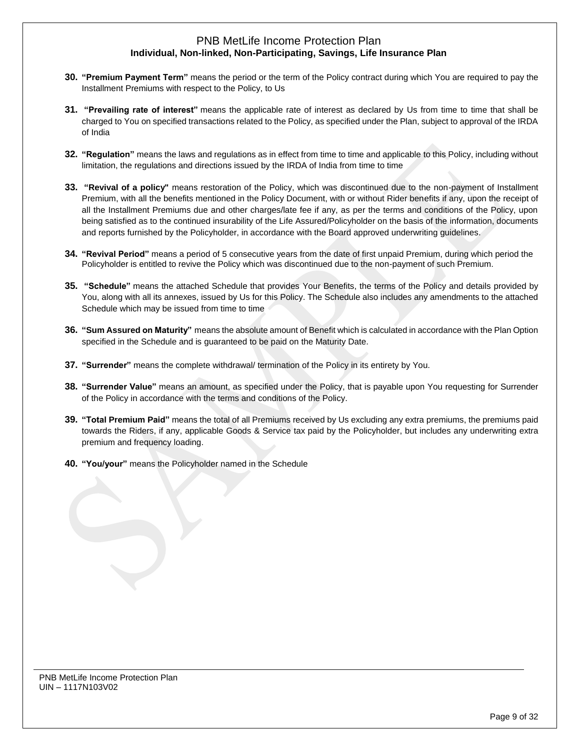30. **"Premium Payment Term"** means the period or the term of the Policy contract during which You are required to pay the Installment Premiums with respect to the Policy, to Us

31. **"Prevailing rate of interest"** means the applicable rate of interest as declared by Us from time to time that shall be charged to You on specified transactions related to the Policy, as specified under the Plan, subject to approval of the IRDA of India

32. **"Regulation"** means the laws and regulations as in effect from time to time and applicable to this Policy, including without limitation, the regulations and directions issued by the IRDA of India from time to time

33. **"Revival of a policy"** means restoration of the Policy, which was discontinued due to the non-payment of Installment Premium, with all the benefits mentioned in the Policy Document, with or without Rider benefits if any, upon the receipt of all the Installment Premiums due and other charges/late fee if any, as per the terms and conditions of the Policy, upon being satisfied as to the continued insurability of the Life Assured/Policyholder on the basis of the information, documents and reports furnished by the Policyholder, in accordance with the Board approved underwriting guidelines.

34. **"Revival Period"** means a period of 5 consecutive years from the date of first unpaid Premium, during which period the Policyholder is entitled to revive the Policy which was discontinued due to the non-payment of such Premium.

35. **"Schedule"** means the attached Schedule that provides Your Benefits, the terms of the Policy and details provided by You, along with all its annexes, issued by Us for this Policy. The Schedule also includes any amendments to the attached Schedule which may be issued from time to time

36. **"Sum Assured on Maturity"** means the absolute amount of Benefit which is calculated in accordance with the Plan Option specified in the Schedule and is guaranteed to be paid on the Maturity Date.

37. **"Surrender"** means the complete withdrawal/ termination of the Policy in its entirety by You.

38. **"Surrender Value"** means an amount, as specified under the Policy, that is payable upon You requesting for Surrender of the Policy in accordance with the terms and conditions of the Policy.

39. **"Total Premium Paid"** means the total of all Premiums received by Us excluding any extra premiums, the premiums paid towards the Riders, if any, applicable Goods & Service tax paid by the Policyholder, but includes any underwriting extra premium and frequency loading.

40. **"You/your"** means the Policyholder named in the Schedule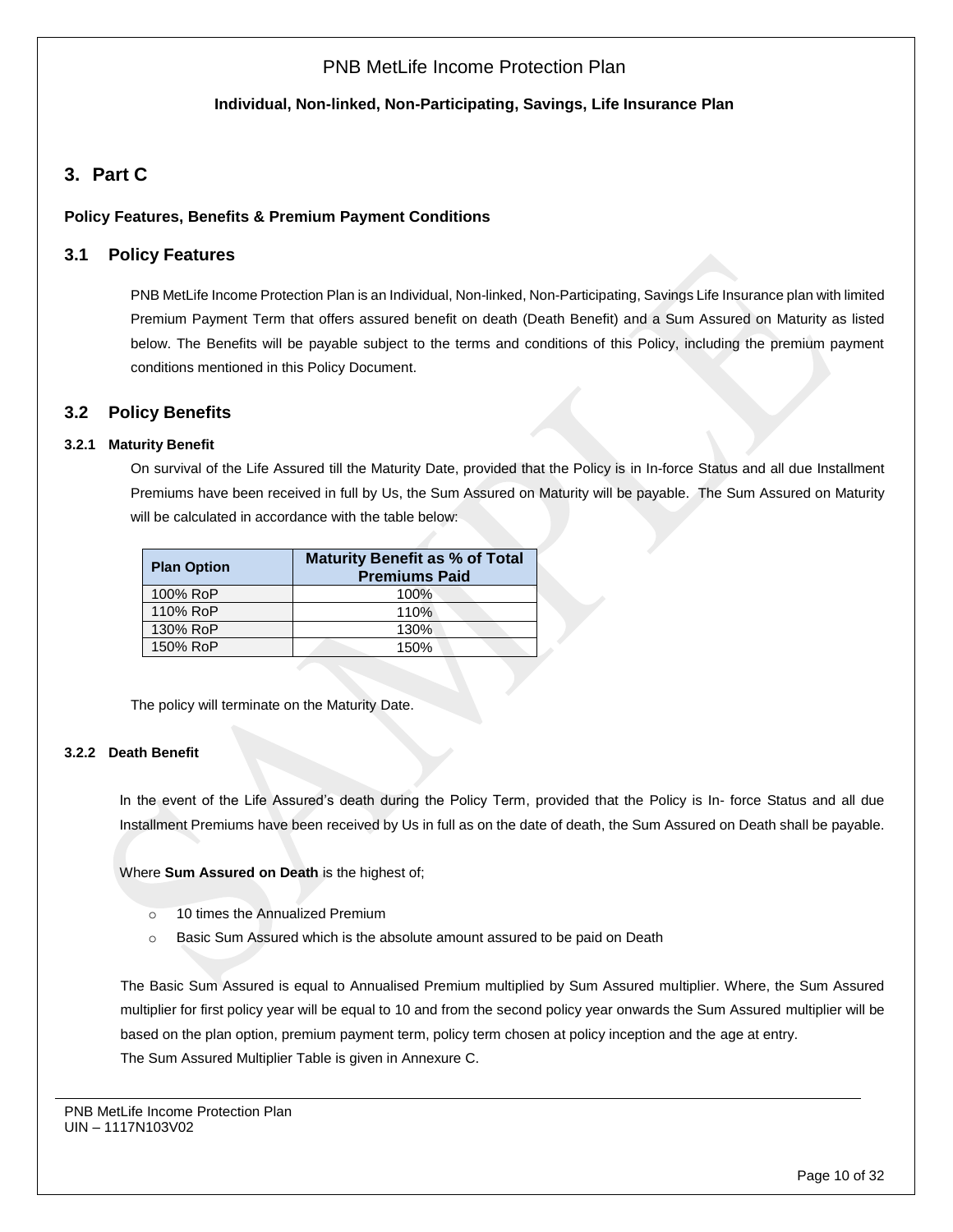# 3. Part C

**Policy Features, Benefits & Premium Payment Conditions**

## 3.1 Policy Features

PNB MetLife Income Protection Plan is an Individual, Non-linked, Non-Participating, Savings Life Insurance plan with limited Premium Payment Term that offers assured benefit on death (Death Benefit) and a Sum Assured on Maturity as listed below. The Benefits will be payable subject to the terms and conditions of this Policy, including the premium payment conditions mentioned in this Policy Document.

## 3.2 Policy Benefits

### 3.2.1 Maturity Benefit

On survival of the Life Assured till the Maturity Date, provided that the Policy is in In-force Status and all due Installment Premiums have been received in full by Us, the Sum Assured on Maturity will be payable. The Sum Assured on Maturity will be calculated in accordance with the table below:

| Plan Option | Maturity Benefit as % of Total Premiums Paid |
|---|---|
| 100% RoP | 100% |
| 110% RoP | 110% |
| 130% RoP | 130% |
| 150% RoP | 150% |

The policy will terminate on the Maturity Date.

### 3.2.2 Death Benefit

In the event of the Life Assured's death during the Policy Term, provided that the Policy is In- force Status and all due Installment Premiums have been received by Us in full as on the date of death, the Sum Assured on Death shall be payable.

Where **Sum Assured on Death** is the highest of;

- 10 times the Annualized Premium
- Basic Sum Assured which is the absolute amount assured to be paid on Death

The Basic Sum Assured is equal to Annualised Premium multiplied by Sum Assured multiplier. Where, the Sum Assured multiplier for first policy year will be equal to 10 and from the second policy year onwards the Sum Assured multiplier will be based on the plan option, premium payment term, policy term chosen at policy inception and the age at entry.
The Sum Assured Multiplier Table is given in Annexure C.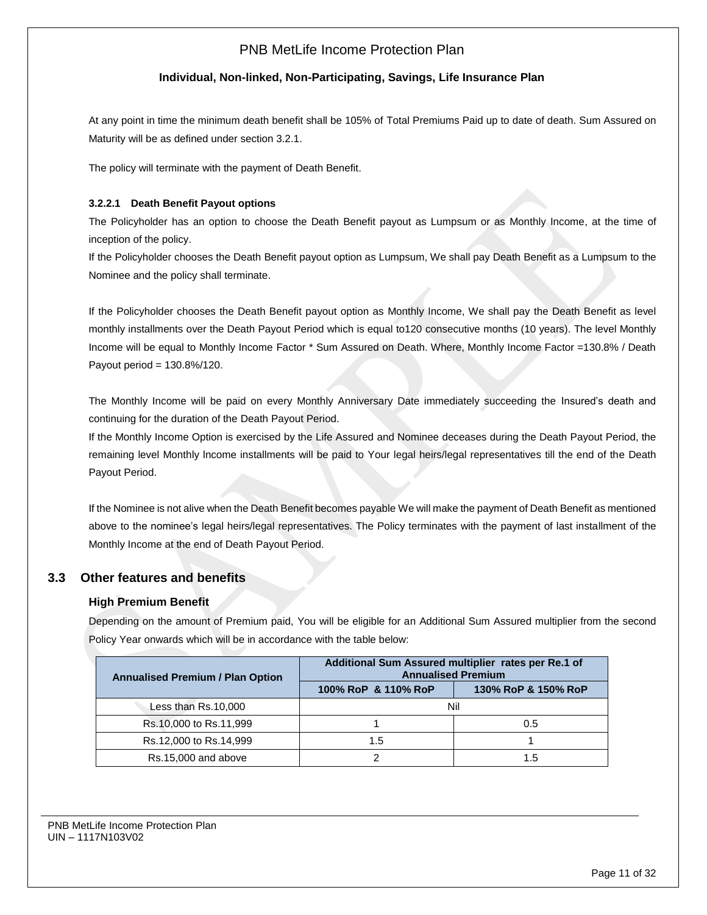At any point in time the minimum death benefit shall be 105% of Total Premiums Paid up to date of death. Sum Assured on Maturity will be as defined under section 3.2.1.

The policy will terminate with the payment of Death Benefit.

#### 3.2.2.1 Death Benefit Payout options

The Policyholder has an option to choose the Death Benefit payout as Lumpsum or as Monthly Income, at the time of inception of the policy.

If the Policyholder chooses the Death Benefit payout option as Lumpsum, We shall pay Death Benefit as a Lumpsum to the Nominee and the policy shall terminate.

If the Policyholder chooses the Death Benefit payout option as Monthly Income, We shall pay the Death Benefit as level monthly installments over the Death Payout Period which is equal to120 consecutive months (10 years). The level Monthly Income will be equal to Monthly Income Factor * Sum Assured on Death. Where, Monthly Income Factor =130.8% / Death Payout period = 130.8%/120.

The Monthly Income will be paid on every Monthly Anniversary Date immediately succeeding the Insured's death and continuing for the duration of the Death Payout Period.

If the Monthly Income Option is exercised by the Life Assured and Nominee deceases during the Death Payout Period, the remaining level Monthly Income installments will be paid to Your legal heirs/legal representatives till the end of the Death Payout Period.

If the Nominee is not alive when the Death Benefit becomes payable We will make the payment of Death Benefit as mentioned above to the nominee's legal heirs/legal representatives. The Policy terminates with the payment of last installment of the Monthly Income at the end of Death Payout Period.

## 3.3 Other features and benefits

### High Premium Benefit

Depending on the amount of Premium paid, You will be eligible for an Additional Sum Assured multiplier from the second Policy Year onwards which will be in accordance with the table below:

| Annualised Premium / Plan Option | Additional Sum Assured multiplier rates per Re.1 of Annualised Premium | |
|---|---|---|
| | 100% RoP & 110% RoP | 130% RoP & 150% RoP |
| Less than Rs.10,000 | Nil | |
| Rs.10,000 to Rs.11,999 | 1 | 0.5 |
| Rs.12,000 to Rs.14,999 | 1.5 | 1 |
| Rs.15,000 and above | 2 | 1.5 |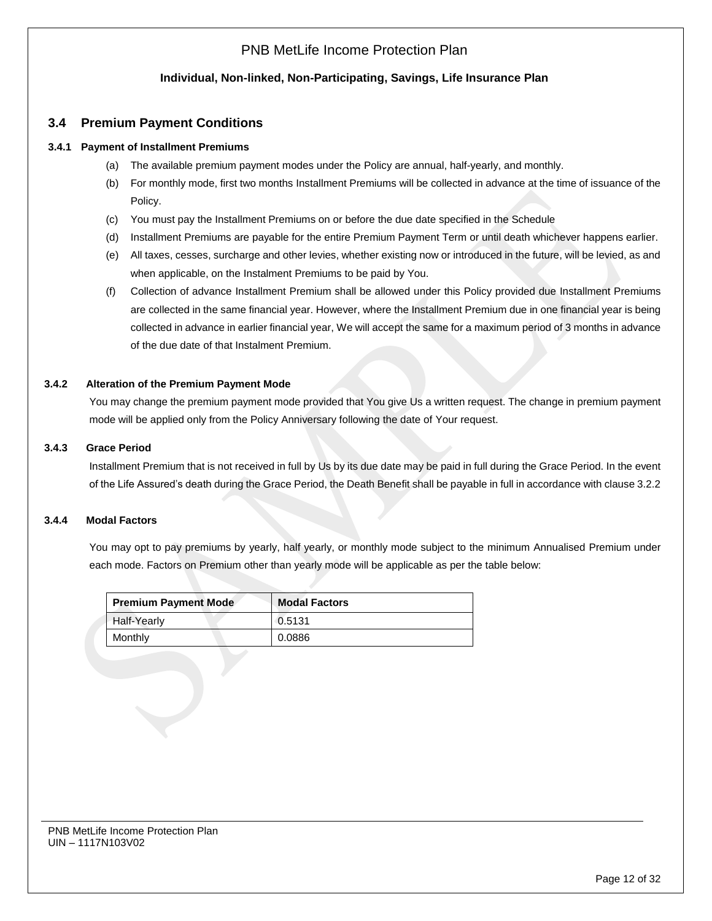### 3.4 Premium Payment Conditions

**3.4.1 Payment of Installment Premiums**

(a) The available premium payment modes under the Policy are annual, half-yearly, and monthly.

(b) For monthly mode, first two months Installment Premiums will be collected in advance at the time of issuance of the Policy.

(c) You must pay the Installment Premiums on or before the due date specified in the Schedule

(d) Installment Premiums are payable for the entire Premium Payment Term or until death whichever happens earlier.

(e) All taxes, cesses, surcharge and other levies, whether existing now or introduced in the future, will be levied, as and when applicable, on the Instalment Premiums to be paid by You.

(f) Collection of advance Installment Premium shall be allowed under this Policy provided due Installment Premiums are collected in the same financial year. However, where the Installment Premium due in one financial year is being collected in advance in earlier financial year, We will accept the same for a maximum period of 3 months in advance of the due date of that Instalment Premium.

**3.4.2 Alteration of the Premium Payment Mode**

You may change the premium payment mode provided that You give Us a written request. The change in premium payment mode will be applied only from the Policy Anniversary following the date of Your request.

**3.4.3 Grace Period**

Installment Premium that is not received in full by Us by its due date may be paid in full during the Grace Period. In the event of the Life Assured's death during the Grace Period, the Death Benefit shall be payable in full in accordance with clause 3.2.2

**3.4.4 Modal Factors**

You may opt to pay premiums by yearly, half yearly, or monthly mode subject to the minimum Annualised Premium under each mode. Factors on Premium other than yearly mode will be applicable as per the table below:

| Premium Payment Mode | Modal Factors |
|---|---|
| Half-Yearly | 0.5131 |
| Monthly | 0.0886 |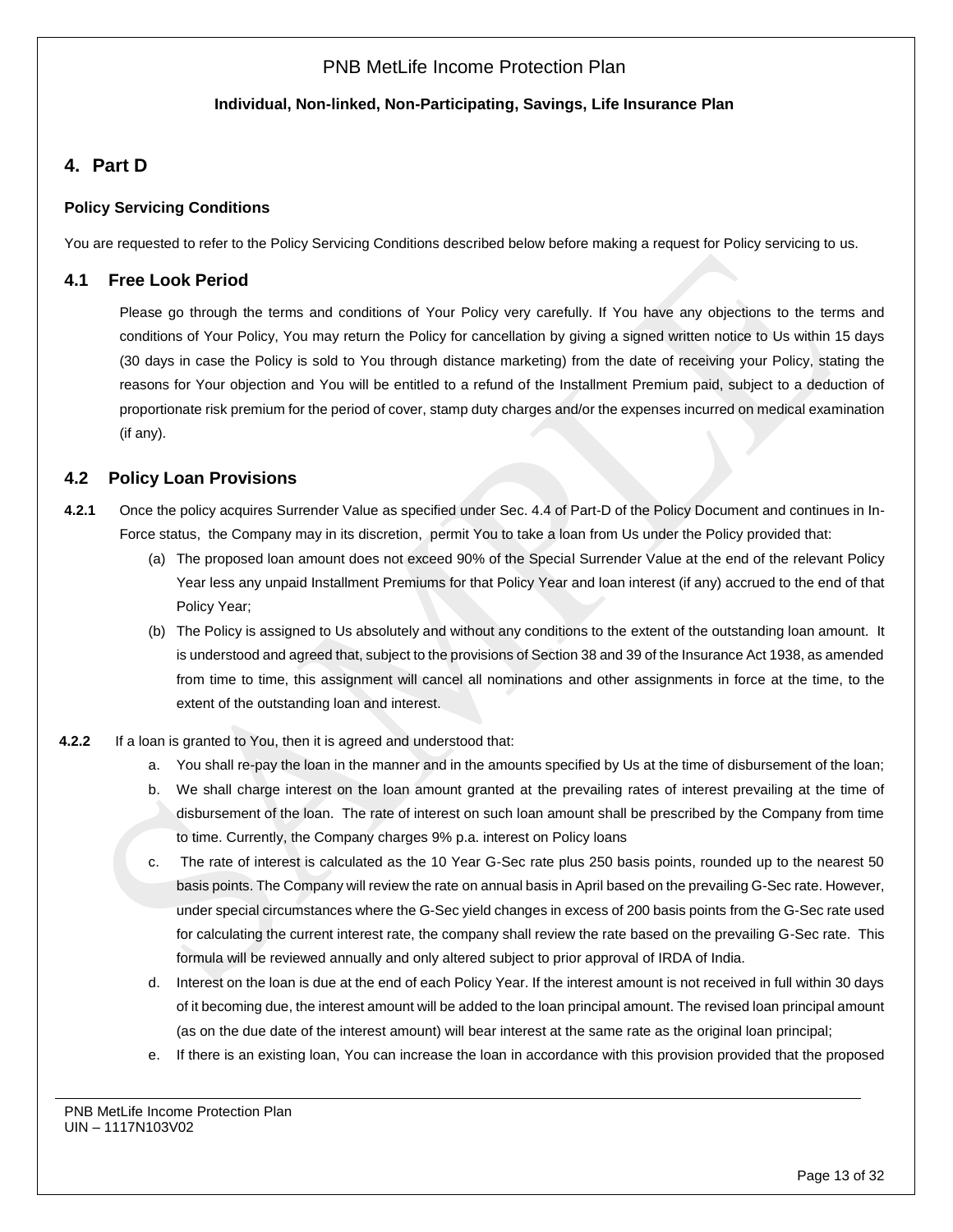## 4. Part D

### Policy Servicing Conditions

You are requested to refer to the Policy Servicing Conditions described below before making a request for Policy servicing to us.

### 4.1 Free Look Period

Please go through the terms and conditions of Your Policy very carefully. If You have any objections to the terms and conditions of Your Policy, You may return the Policy for cancellation by giving a signed written notice to Us within 15 days (30 days in case the Policy is sold to You through distance marketing) from the date of receiving your Policy, stating the reasons for Your objection and You will be entitled to a refund of the Installment Premium paid, subject to a deduction of proportionate risk premium for the period of cover, stamp duty charges and/or the expenses incurred on medical examination (if any).

### 4.2 Policy Loan Provisions

**4.2.1** Once the policy acquires Surrender Value as specified under Sec. 4.4 of Part-D of the Policy Document and continues in In-Force status, the Company may in its discretion, permit You to take a loan from Us under the Policy provided that:

(a) The proposed loan amount does not exceed 90% of the Special Surrender Value at the end of the relevant Policy Year less any unpaid Installment Premiums for that Policy Year and loan interest (if any) accrued to the end of that Policy Year;

(b) The Policy is assigned to Us absolutely and without any conditions to the extent of the outstanding loan amount. It is understood and agreed that, subject to the provisions of Section 38 and 39 of the Insurance Act 1938, as amended from time to time, this assignment will cancel all nominations and other assignments in force at the time, to the extent of the outstanding loan and interest.

**4.2.2** If a loan is granted to You, then it is agreed and understood that:

a. You shall re-pay the loan in the manner and in the amounts specified by Us at the time of disbursement of the loan;

b. We shall charge interest on the loan amount granted at the prevailing rates of interest prevailing at the time of disbursement of the loan. The rate of interest on such loan amount shall be prescribed by the Company from time to time. Currently, the Company charges 9% p.a. interest on Policy loans

c. The rate of interest is calculated as the 10 Year G-Sec rate plus 250 basis points, rounded up to the nearest 50 basis points. The Company will review the rate on annual basis in April based on the prevailing G-Sec rate. However, under special circumstances where the G-Sec yield changes in excess of 200 basis points from the G-Sec rate used for calculating the current interest rate, the company shall review the rate based on the prevailing G-Sec rate. This formula will be reviewed annually and only altered subject to prior approval of IRDA of India.

d. Interest on the loan is due at the end of each Policy Year. If the interest amount is not received in full within 30 days of it becoming due, the interest amount will be added to the loan principal amount. The revised loan principal amount (as on the due date of the interest amount) will bear interest at the same rate as the original loan principal;

e. If there is an existing loan, You can increase the loan in accordance with this provision provided that the proposed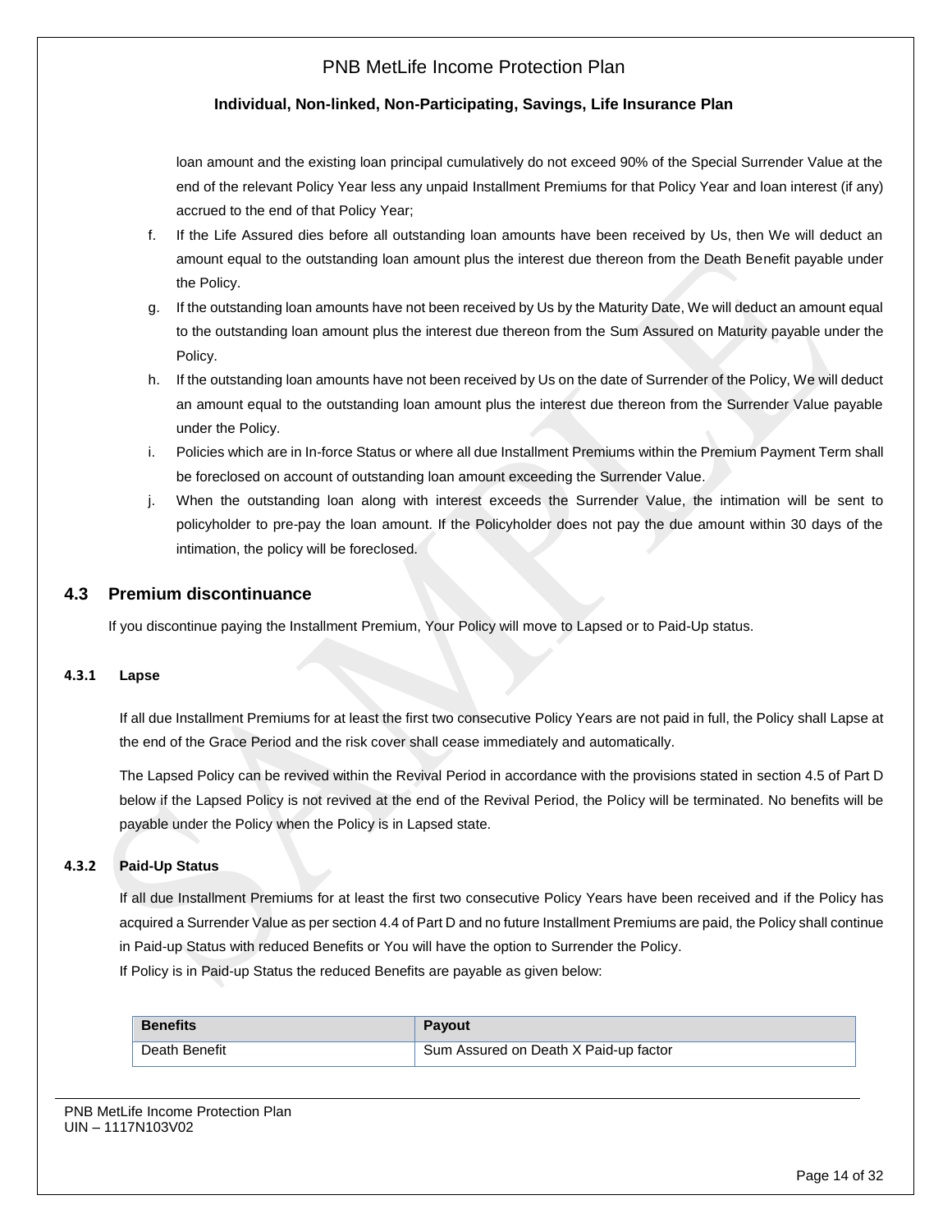loan amount and the existing loan principal cumulatively do not exceed 90% of the Special Surrender Value at the end of the relevant Policy Year less any unpaid Installment Premiums for that Policy Year and loan interest (if any) accrued to the end of that Policy Year;

f. If the Life Assured dies before all outstanding loan amounts have been received by Us, then We will deduct an amount equal to the outstanding loan amount plus the interest due thereon from the Death Benefit payable under the Policy.

g. If the outstanding loan amounts have not been received by Us by the Maturity Date, We will deduct an amount equal to the outstanding loan amount plus the interest due thereon from the Sum Assured on Maturity payable under the Policy.

h. If the outstanding loan amounts have not been received by Us on the date of Surrender of the Policy, We will deduct an amount equal to the outstanding loan amount plus the interest due thereon from the Surrender Value payable under the Policy.

i. Policies which are in In-force Status or where all due Installment Premiums within the Premium Payment Term shall be foreclosed on account of outstanding loan amount exceeding the Surrender Value.

j. When the outstanding loan along with interest exceeds the Surrender Value, the intimation will be sent to policyholder to pre-pay the loan amount. If the Policyholder does not pay the due amount within 30 days of the intimation, the policy will be foreclosed.

## 4.3 Premium discontinuance

If you discontinue paying the Installment Premium, Your Policy will move to Lapsed or to Paid-Up status.

### 4.3.1 Lapse

If all due Installment Premiums for at least the first two consecutive Policy Years are not paid in full, the Policy shall Lapse at the end of the Grace Period and the risk cover shall cease immediately and automatically.

The Lapsed Policy can be revived within the Revival Period in accordance with the provisions stated in section 4.5 of Part D below if the Lapsed Policy is not revived at the end of the Revival Period, the Policy will be terminated. No benefits will be payable under the Policy when the Policy is in Lapsed state.

### 4.3.2 Paid-Up Status

If all due Installment Premiums for at least the first two consecutive Policy Years have been received and if the Policy has acquired a Surrender Value as per section 4.4 of Part D and no future Installment Premiums are paid, the Policy shall continue in Paid-up Status with reduced Benefits or You will have the option to Surrender the Policy.

If Policy is in Paid-up Status the reduced Benefits are payable as given below:

| Benefits | Payout |
|---|---|
| Death Benefit | Sum Assured on Death X Paid-up factor |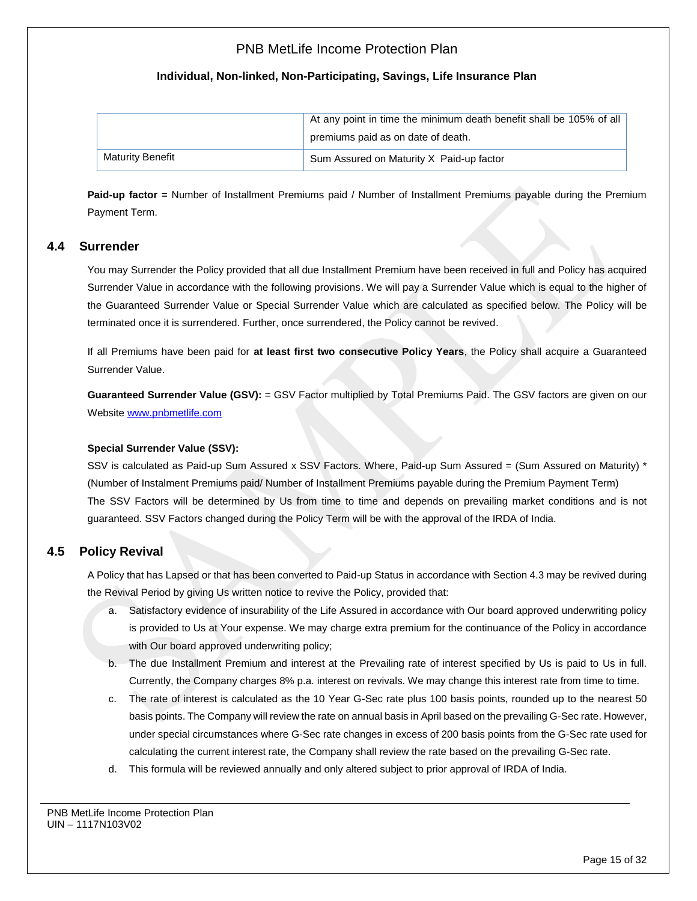|  | At any point in time the minimum death benefit shall be 105% of all premiums paid as on date of death. |
| --- | --- |
| Maturity Benefit | Sum Assured on Maturity X Paid-up factor |

**Paid-up factor =** Number of Installment Premiums paid / Number of Installment Premiums payable during the Premium Payment Term.

## 4.4 Surrender

You may Surrender the Policy provided that all due Installment Premium have been received in full and Policy has acquired Surrender Value in accordance with the following provisions. We will pay a Surrender Value which is equal to the higher of the Guaranteed Surrender Value or Special Surrender Value which are calculated as specified below. The Policy will be terminated once it is surrendered. Further, once surrendered, the Policy cannot be revived.

If all Premiums have been paid for **at least first two consecutive Policy Years**, the Policy shall acquire a Guaranteed Surrender Value.

**Guaranteed Surrender Value (GSV):** = GSV Factor multiplied by Total Premiums Paid. The GSV factors are given on our Website www.pnbmetlife.com

**Special Surrender Value (SSV):**

SSV is calculated as Paid-up Sum Assured x SSV Factors. Where, Paid-up Sum Assured = (Sum Assured on Maturity) * (Number of Instalment Premiums paid/ Number of Installment Premiums payable during the Premium Payment Term)
The SSV Factors will be determined by Us from time to time and depends on prevailing market conditions and is not guaranteed. SSV Factors changed during the Policy Term will be with the approval of the IRDA of India.

## 4.5 Policy Revival

A Policy that has Lapsed or that has been converted to Paid-up Status in accordance with Section 4.3 may be revived during the Revival Period by giving Us written notice to revive the Policy, provided that:

a. Satisfactory evidence of insurability of the Life Assured in accordance with Our board approved underwriting policy is provided to Us at Your expense. We may charge extra premium for the continuance of the Policy in accordance with Our board approved underwriting policy;
b. The due Installment Premium and interest at the Prevailing rate of interest specified by Us is paid to Us in full. Currently, the Company charges 8% p.a. interest on revivals. We may change this interest rate from time to time.
c. The rate of interest is calculated as the 10 Year G-Sec rate plus 100 basis points, rounded up to the nearest 50 basis points. The Company will review the rate on annual basis in April based on the prevailing G-Sec rate. However, under special circumstances where G-Sec rate changes in excess of 200 basis points from the G-Sec rate used for calculating the current interest rate, the Company shall review the rate based on the prevailing G-Sec rate.
d. This formula will be reviewed annually and only altered subject to prior approval of IRDA of India.

PNB MetLife Income Protection Plan
UIN – 1117N103V02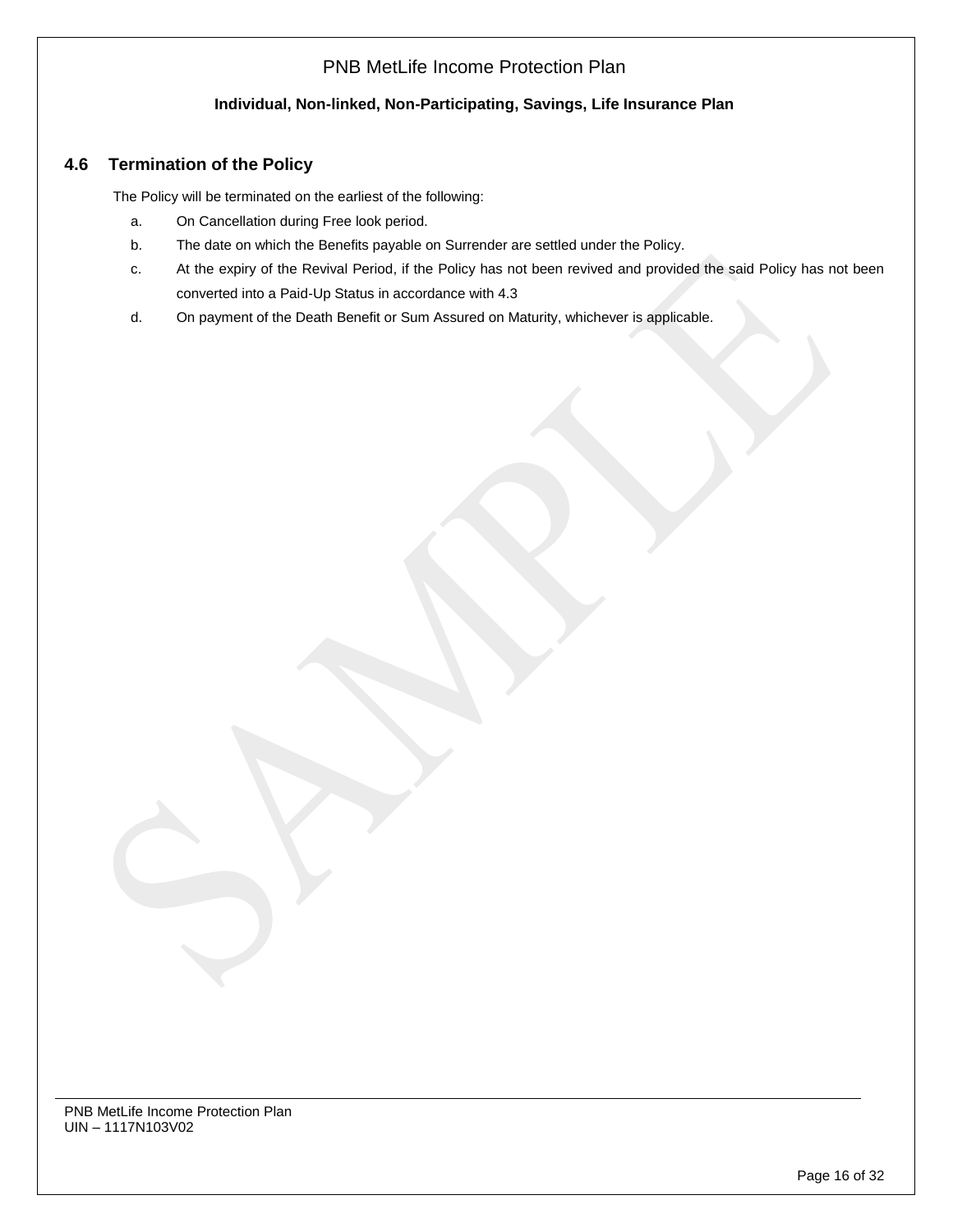### 4.6 Termination of the Policy

The Policy will be terminated on the earliest of the following:

a. On Cancellation during Free look period.

b. The date on which the Benefits payable on Surrender are settled under the Policy.

c. At the expiry of the Revival Period, if the Policy has not been revived and provided the said Policy has not been converted into a Paid-Up Status in accordance with 4.3

d. On payment of the Death Benefit or Sum Assured on Maturity, whichever is applicable.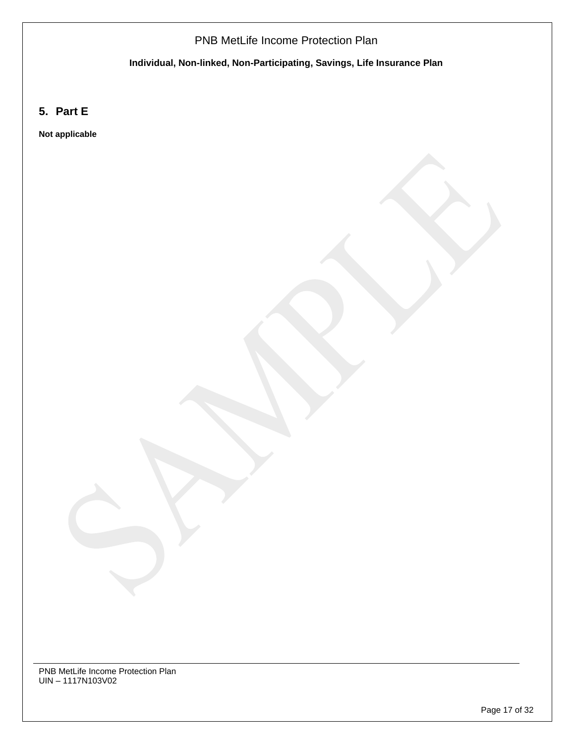## 5. Part E

**Not applicable**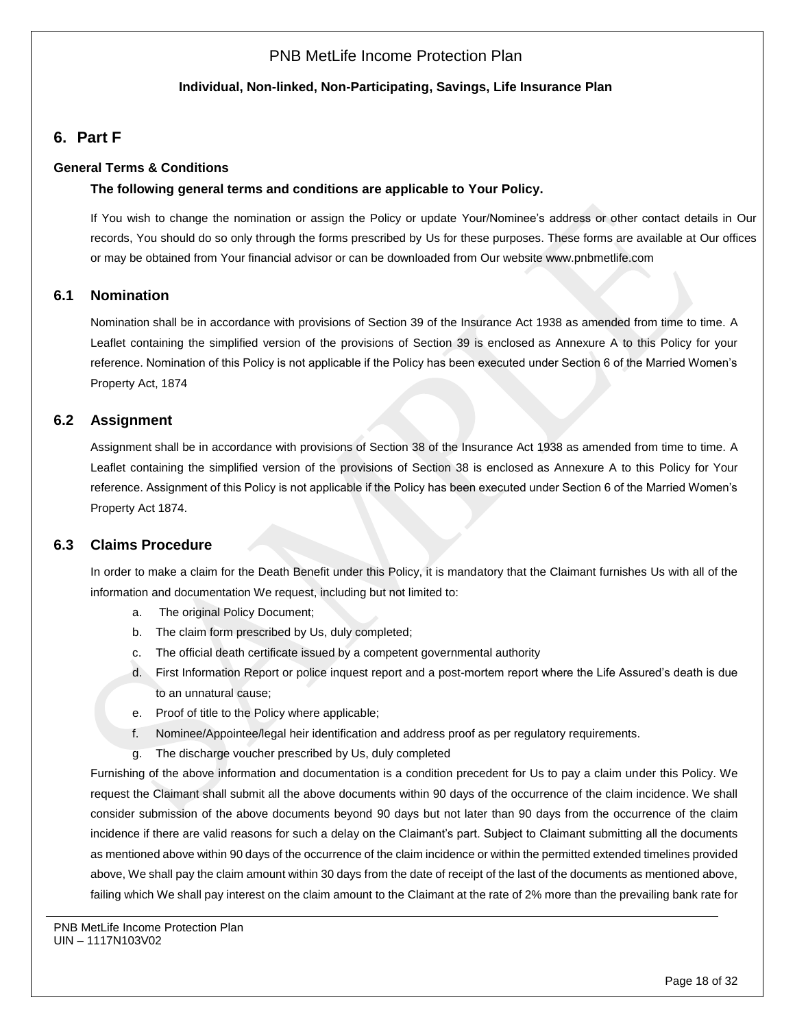## 6. Part F

### General Terms & Conditions

**The following general terms and conditions are applicable to Your Policy.**

If You wish to change the nomination or assign the Policy or update Your/Nominee's address or other contact details in Our records, You should do so only through the forms prescribed by Us for these purposes. These forms are available at Our offices or may be obtained from Your financial advisor or can be downloaded from Our website www.pnbmetlife.com

### 6.1 Nomination

Nomination shall be in accordance with provisions of Section 39 of the Insurance Act 1938 as amended from time to time. A Leaflet containing the simplified version of the provisions of Section 39 is enclosed as Annexure A to this Policy for your reference. Nomination of this Policy is not applicable if the Policy has been executed under Section 6 of the Married Women's Property Act, 1874

### 6.2 Assignment

Assignment shall be in accordance with provisions of Section 38 of the Insurance Act 1938 as amended from time to time. A Leaflet containing the simplified version of the provisions of Section 38 is enclosed as Annexure A to this Policy for Your reference. Assignment of this Policy is not applicable if the Policy has been executed under Section 6 of the Married Women's Property Act 1874.

### 6.3 Claims Procedure

In order to make a claim for the Death Benefit under this Policy, it is mandatory that the Claimant furnishes Us with all of the information and documentation We request, including but not limited to:

a. The original Policy Document;
b. The claim form prescribed by Us, duly completed;
c. The official death certificate issued by a competent governmental authority
d. First Information Report or police inquest report and a post-mortem report where the Life Assured's death is due to an unnatural cause;
e. Proof of title to the Policy where applicable;
f. Nominee/Appointee/legal heir identification and address proof as per regulatory requirements.
g. The discharge voucher prescribed by Us, duly completed

Furnishing of the above information and documentation is a condition precedent for Us to pay a claim under this Policy. We request the Claimant shall submit all the above documents within 90 days of the occurrence of the claim incidence. We shall consider submission of the above documents beyond 90 days but not later than 90 days from the occurrence of the claim incidence if there are valid reasons for such a delay on the Claimant's part. Subject to Claimant submitting all the documents as mentioned above within 90 days of the occurrence of the claim incidence or within the permitted extended timelines provided above, We shall pay the claim amount within 30 days from the date of receipt of the last of the documents as mentioned above, failing which We shall pay interest on the claim amount to the Claimant at the rate of 2% more than the prevailing bank rate for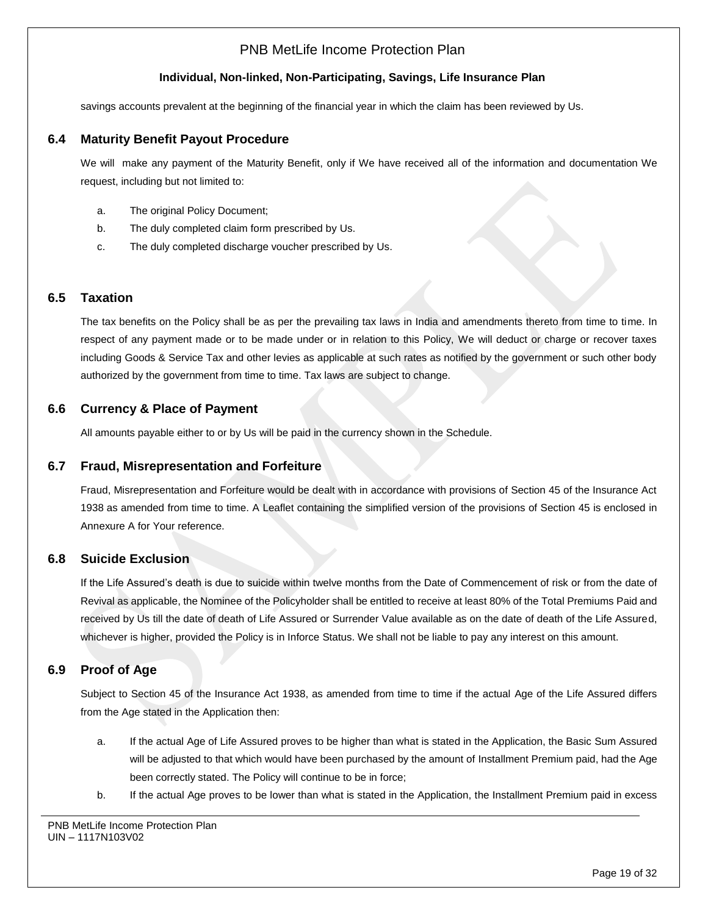savings accounts prevalent at the beginning of the financial year in which the claim has been reviewed by Us.

## 6.4 Maturity Benefit Payout Procedure

We will make any payment of the Maturity Benefit, only if We have received all of the information and documentation We request, including but not limited to:

a. The original Policy Document;

b. The duly completed claim form prescribed by Us.

c. The duly completed discharge voucher prescribed by Us.

## 6.5 Taxation

The tax benefits on the Policy shall be as per the prevailing tax laws in India and amendments thereto from time to time. In respect of any payment made or to be made under or in relation to this Policy, We will deduct or charge or recover taxes including Goods & Service Tax and other levies as applicable at such rates as notified by the government or such other body authorized by the government from time to time. Tax laws are subject to change.

## 6.6 Currency & Place of Payment

All amounts payable either to or by Us will be paid in the currency shown in the Schedule.

## 6.7 Fraud, Misrepresentation and Forfeiture

Fraud, Misrepresentation and Forfeiture would be dealt with in accordance with provisions of Section 45 of the Insurance Act 1938 as amended from time to time. A Leaflet containing the simplified version of the provisions of Section 45 is enclosed in Annexure A for Your reference.

## 6.8 Suicide Exclusion

If the Life Assured's death is due to suicide within twelve months from the Date of Commencement of risk or from the date of Revival as applicable, the Nominee of the Policyholder shall be entitled to receive at least 80% of the Total Premiums Paid and received by Us till the date of death of Life Assured or Surrender Value available as on the date of death of the Life Assured, whichever is higher, provided the Policy is in Inforce Status. We shall not be liable to pay any interest on this amount.

## 6.9 Proof of Age

Subject to Section 45 of the Insurance Act 1938, as amended from time to time if the actual Age of the Life Assured differs from the Age stated in the Application then:

a. If the actual Age of Life Assured proves to be higher than what is stated in the Application, the Basic Sum Assured will be adjusted to that which would have been purchased by the amount of Installment Premium paid, had the Age been correctly stated. The Policy will continue to be in force;

b. If the actual Age proves to be lower than what is stated in the Application, the Installment Premium paid in excess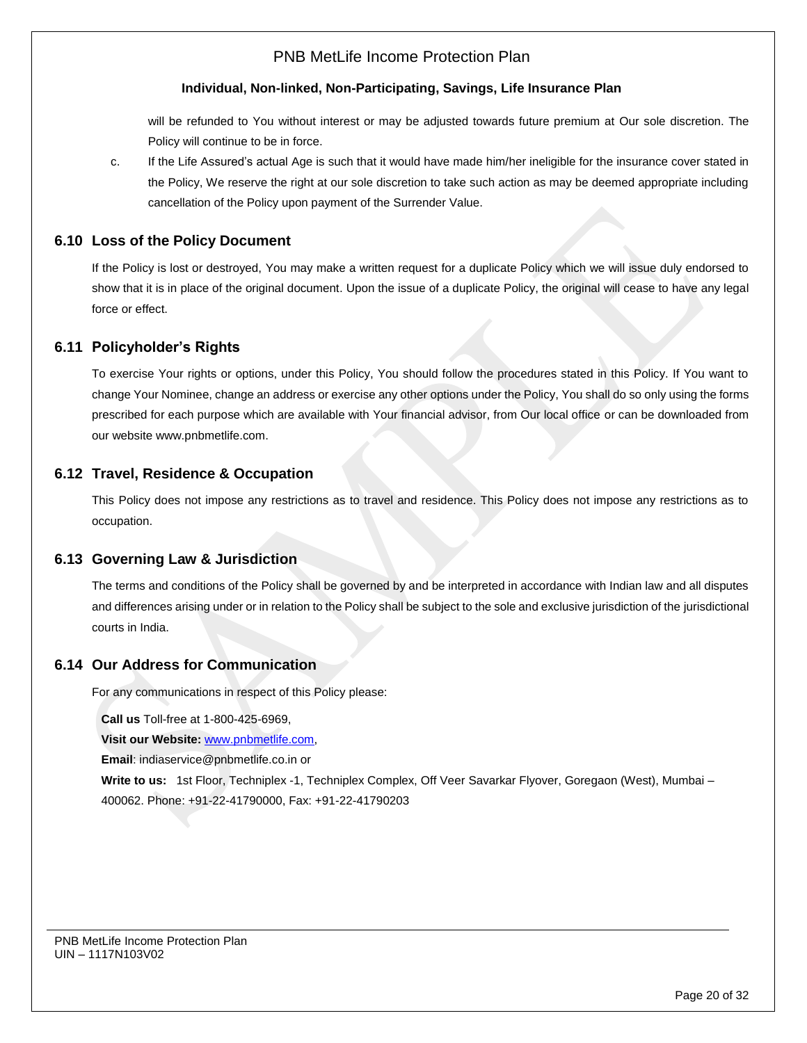will be refunded to You without interest or may be adjusted towards future premium at Our sole discretion. The Policy will continue to be in force.

c. If the Life Assured's actual Age is such that it would have made him/her ineligible for the insurance cover stated in the Policy, We reserve the right at our sole discretion to take such action as may be deemed appropriate including cancellation of the Policy upon payment of the Surrender Value.

## 6.10 Loss of the Policy Document

If the Policy is lost or destroyed, You may make a written request for a duplicate Policy which we will issue duly endorsed to show that it is in place of the original document. Upon the issue of a duplicate Policy, the original will cease to have any legal force or effect.

## 6.11 Policyholder's Rights

To exercise Your rights or options, under this Policy, You should follow the procedures stated in this Policy. If You want to change Your Nominee, change an address or exercise any other options under the Policy, You shall do so only using the forms prescribed for each purpose which are available with Your financial advisor, from Our local office or can be downloaded from our website www.pnbmetlife.com.

## 6.12 Travel, Residence & Occupation

This Policy does not impose any restrictions as to travel and residence. This Policy does not impose any restrictions as to occupation.

## 6.13 Governing Law & Jurisdiction

The terms and conditions of the Policy shall be governed by and be interpreted in accordance with Indian law and all disputes and differences arising under or in relation to the Policy shall be subject to the sole and exclusive jurisdiction of the jurisdictional courts in India.

## 6.14 Our Address for Communication

For any communications in respect of this Policy please:

**Call us** Toll-free at 1-800-425-6969,

**Visit our Website:** www.pnbmetlife.com,

**Email**: indiaservice@pnbmetlife.co.in or

**Write to us:** 1st Floor, Techniplex -1, Techniplex Complex, Off Veer Savarkar Flyover, Goregaon (West), Mumbai – 400062. Phone: +91-22-41790000, Fax: +91-22-41790203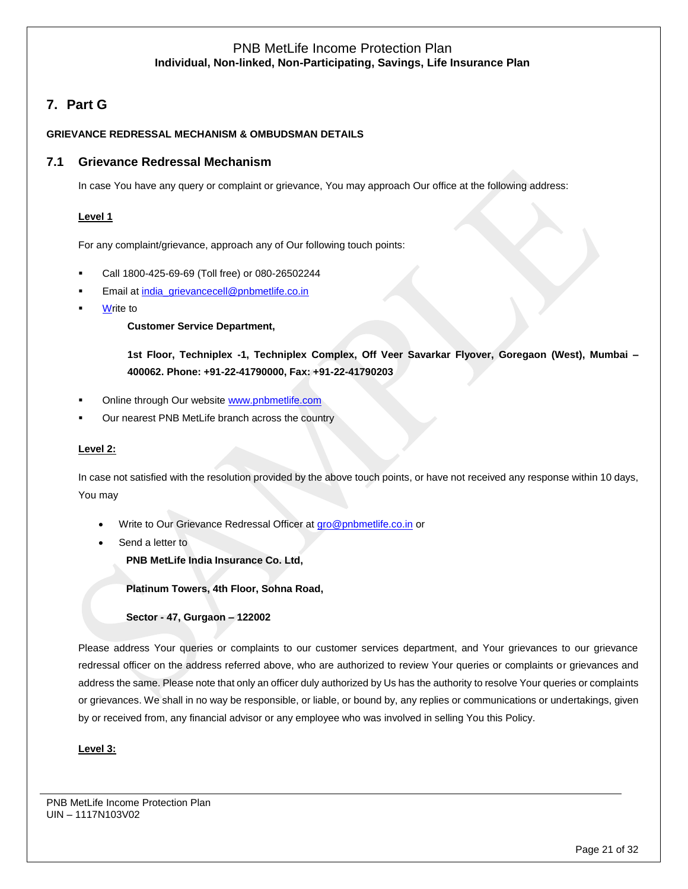## 7. Part G

**GRIEVANCE REDRESSAL MECHANISM & OMBUDSMAN DETAILS**

### 7.1 Grievance Redressal Mechanism

In case You have any query or complaint or grievance, You may approach Our office at the following address:

**Level 1**

For any complaint/grievance, approach any of Our following touch points:

- Call 1800-425-69-69 (Toll free) or 080-26502244
- Email at india_grievancecell@pnbmetlife.co.in
- Write to

  **Customer Service Department,**

  **1st Floor, Techniplex -1, Techniplex Complex, Off Veer Savarkar Flyover, Goregaon (West), Mumbai – 400062. Phone: +91-22-41790000, Fax: +91-22-41790203**

- Online through Our website www.pnbmetlife.com
- Our nearest PNB MetLife branch across the country

**Level 2:**

In case not satisfied with the resolution provided by the above touch points, or have not received any response within 10 days, You may

- Write to Our Grievance Redressal Officer at gro@pnbmetlife.co.in or
- Send a letter to

  **PNB MetLife India Insurance Co. Ltd,**

  **Platinum Towers, 4th Floor, Sohna Road,**

  **Sector - 47, Gurgaon – 122002**

Please address Your queries or complaints to our customer services department, and Your grievances to our grievance redressal officer on the address referred above, who are authorized to review Your queries or complaints or grievances and address the same. Please note that only an officer duly authorized by Us has the authority to resolve Your queries or complaints or grievances. We shall in no way be responsible, or liable, or bound by, any replies or communications or undertakings, given by or received from, any financial advisor or any employee who was involved in selling You this Policy.

**Level 3:**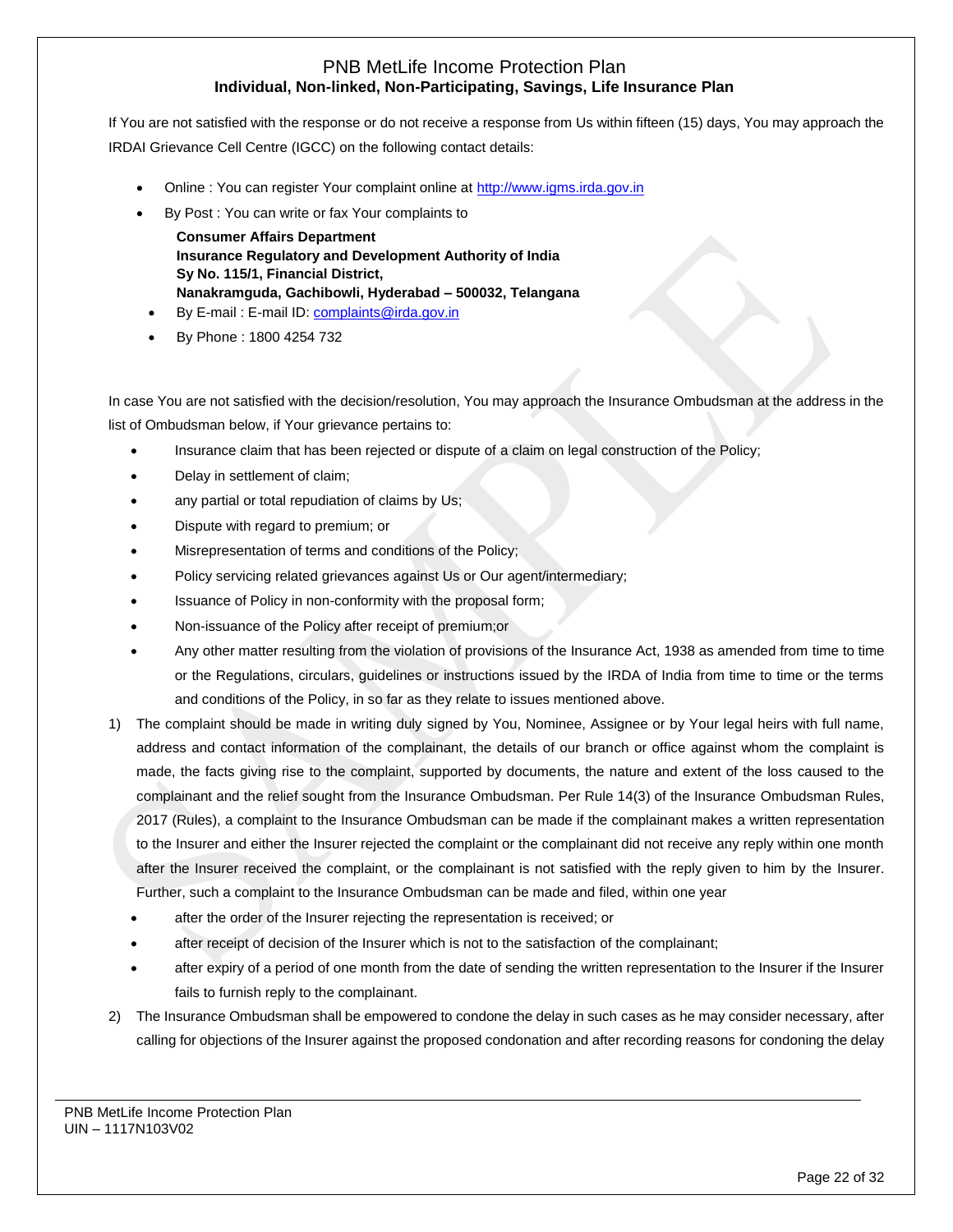If You are not satisfied with the response or do not receive a response from Us within fifteen (15) days, You may approach the IRDAI Grievance Cell Centre (IGCC) on the following contact details:

- Online : You can register Your complaint online at http://www.igms.irda.gov.in
- By Post : You can write or fax Your complaints to

  **Consumer Affairs Department**
  **Insurance Regulatory and Development Authority of India**
  **Sy No. 115/1, Financial District,**
  **Nanakramguda, Gachibowli, Hyderabad – 500032, Telangana**
- By E-mail : E-mail ID: complaints@irda.gov.in
- By Phone : 1800 4254 732

In case You are not satisfied with the decision/resolution, You may approach the Insurance Ombudsman at the address in the list of Ombudsman below, if Your grievance pertains to:

- Insurance claim that has been rejected or dispute of a claim on legal construction of the Policy;
- Delay in settlement of claim;
- any partial or total repudiation of claims by Us;
- Dispute with regard to premium; or
- Misrepresentation of terms and conditions of the Policy;
- Policy servicing related grievances against Us or Our agent/intermediary;
- Issuance of Policy in non-conformity with the proposal form;
- Non-issuance of the Policy after receipt of premium;or
- Any other matter resulting from the violation of provisions of the Insurance Act, 1938 as amended from time to time or the Regulations, circulars, guidelines or instructions issued by the IRDA of India from time to time or the terms and conditions of the Policy, in so far as they relate to issues mentioned above.

1) The complaint should be made in writing duly signed by You, Nominee, Assignee or by Your legal heirs with full name, address and contact information of the complainant, the details of our branch or office against whom the complaint is made, the facts giving rise to the complaint, supported by documents, the nature and extent of the loss caused to the complainant and the relief sought from the Insurance Ombudsman. Per Rule 14(3) of the Insurance Ombudsman Rules, 2017 (Rules), a complaint to the Insurance Ombudsman can be made if the complainant makes a written representation to the Insurer and either the Insurer rejected the complaint or the complainant did not receive any reply within one month after the Insurer received the complaint, or the complainant is not satisfied with the reply given to him by the Insurer. Further, such a complaint to the Insurance Ombudsman can be made and filed, within one year
   - after the order of the Insurer rejecting the representation is received; or
   - after receipt of decision of the Insurer which is not to the satisfaction of the complainant;
   - after expiry of a period of one month from the date of sending the written representation to the Insurer if the Insurer fails to furnish reply to the complainant.
2) The Insurance Ombudsman shall be empowered to condone the delay in such cases as he may consider necessary, after calling for objections of the Insurer against the proposed condonation and after recording reasons for condoning the delay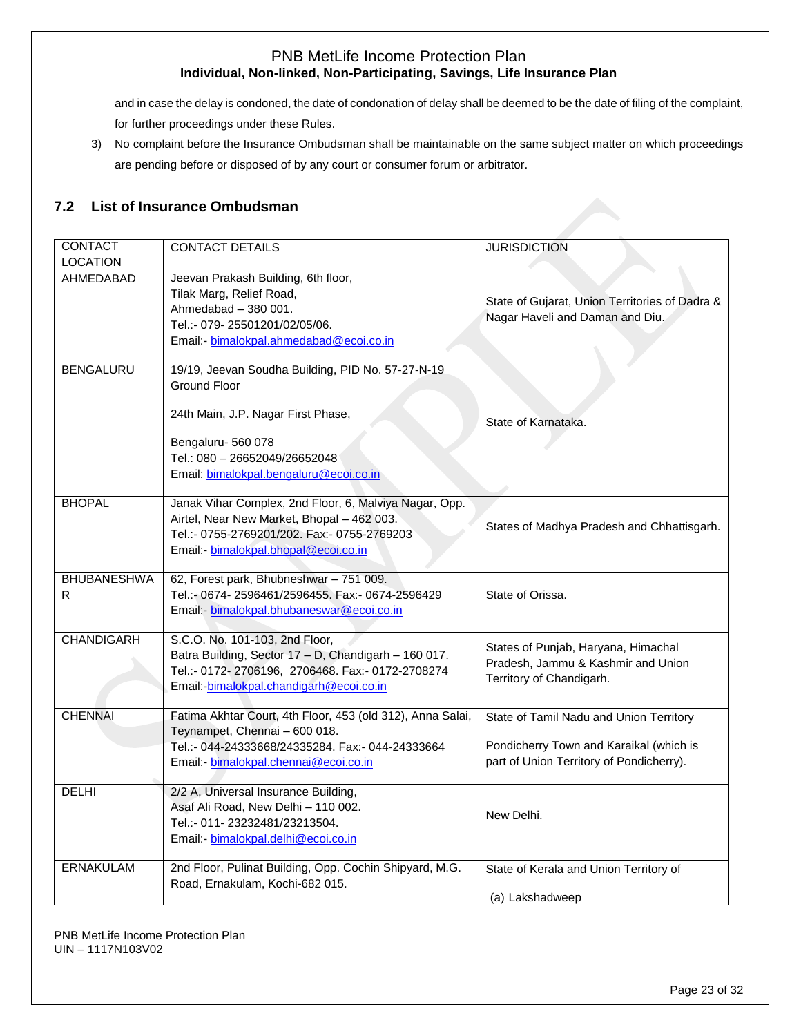and in case the delay is condoned, the date of condonation of delay shall be deemed to be the date of filing of the complaint, for further proceedings under these Rules.

3) No complaint before the Insurance Ombudsman shall be maintainable on the same subject matter on which proceedings are pending before or disposed of by any court or consumer forum or arbitrator.

## 7.2 List of Insurance Ombudsman

| CONTACT LOCATION | CONTACT DETAILS | JURISDICTION |
|---|---|---|
| AHMEDABAD | Jeevan Prakash Building, 6th floor, Tilak Marg, Relief Road, Ahmedabad – 380 001. Tel.:- 079- 25501201/02/05/06. Email:- bimalokpal.ahmedabad@ecoi.co.in | State of Gujarat, Union Territories of Dadra & Nagar Haveli and Daman and Diu. |
| BENGALURU | 19/19, Jeevan Soudha Building, PID No. 57-27-N-19 Ground Floor 24th Main, J.P. Nagar First Phase, Bengaluru- 560 078 Tel.: 080 – 26652049/26652048 Email: bimalokpal.bengaluru@ecoi.co.in | State of Karnataka. |
| BHOPAL | Janak Vihar Complex, 2nd Floor, 6, Malviya Nagar, Opp. Airtel, Near New Market, Bhopal – 462 003. Tel.:- 0755-2769201/202. Fax:- 0755-2769203 Email:- bimalokpal.bhopal@ecoi.co.in | States of Madhya Pradesh and Chhattisgarh. |
| BHUBANESHWAR | 62, Forest park, Bhubneshwar – 751 009. Tel.:- 0674- 2596461/2596455. Fax:- 0674-2596429 Email:- bimalokpal.bhubaneswar@ecoi.co.in | State of Orissa. |
| CHANDIGARH | S.C.O. No. 101-103, 2nd Floor, Batra Building, Sector 17 – D, Chandigarh – 160 017. Tel.:- 0172- 2706196, 2706468. Fax:- 0172-2708274 Email:-bimalokpal.chandigarh@ecoi.co.in | States of Punjab, Haryana, Himachal Pradesh, Jammu & Kashmir and Union Territory of Chandigarh. |
| CHENNAI | Fatima Akhtar Court, 4th Floor, 453 (old 312), Anna Salai, Teynampet, Chennai – 600 018. Tel.:- 044-24333668/24335284. Fax:- 044-24333664 Email:- bimalokpal.chennai@ecoi.co.in | State of Tamil Nadu and Union Territory Pondicherry Town and Karaikal (which is part of Union Territory of Pondicherry). |
| DELHI | 2/2 A, Universal Insurance Building, Asaf Ali Road, New Delhi – 110 002. Tel.:- 011- 23232481/23213504. Email:- bimalokpal.delhi@ecoi.co.in | New Delhi. |
| ERNAKULAM | 2nd Floor, Pulinat Building, Opp. Cochin Shipyard, M.G. Road, Ernakulam, Kochi-682 015. | State of Kerala and Union Territory of (a) Lakshadweep |

PNB MetLife Income Protection Plan
UIN – 1117N103V02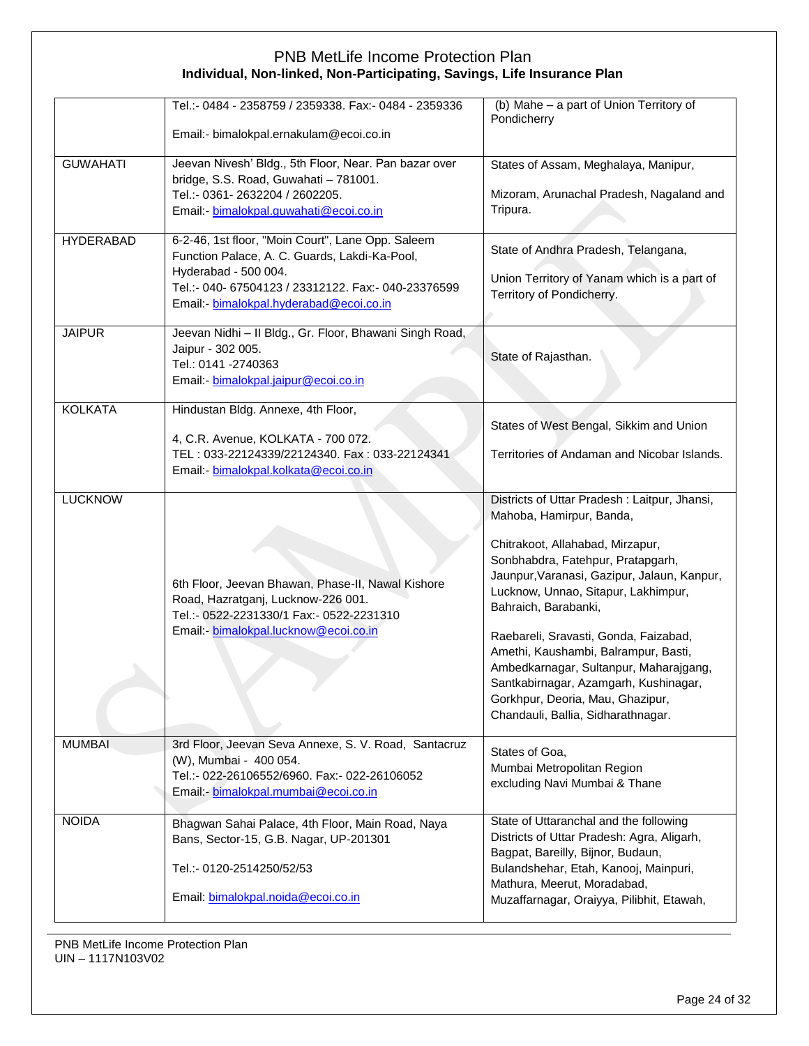| | | |
|---|---|---|
| | Tel.:- 0484 - 2358759 / 2359338. Fax:- 0484 - 2359336<br><br>Email:- bimalokpal.ernakulam@ecoi.co.in | (b) Mahe – a part of Union Territory of Pondicherry |
| GUWAHATI | Jeevan Nivesh' Bldg., 5th Floor, Near. Pan bazar over bridge, S.S. Road, Guwahati – 781001.<br>Tel.:- 0361- 2632204 / 2602205.<br>Email:- bimalokpal.guwahati@ecoi.co.in | States of Assam, Meghalaya, Manipur,<br><br>Mizoram, Arunachal Pradesh, Nagaland and Tripura. |
| HYDERABAD | 6-2-46, 1st floor, "Moin Court", Lane Opp. Saleem Function Palace, A. C. Guards, Lakdi-Ka-Pool, Hyderabad - 500 004.<br>Tel.:- 040- 67504123 / 23312122. Fax:- 040-23376599<br>Email:- bimalokpal.hyderabad@ecoi.co.in | State of Andhra Pradesh, Telangana,<br><br>Union Territory of Yanam which is a part of Territory of Pondicherry. |
| JAIPUR | Jeevan Nidhi – II Bldg., Gr. Floor, Bhawani Singh Road, Jaipur - 302 005.<br>Tel.: 0141 -2740363<br>Email:- bimalokpal.jaipur@ecoi.co.in | State of Rajasthan. |
| KOLKATA | Hindustan Bldg. Annexe, 4th Floor,<br><br>4, C.R. Avenue, KOLKATA - 700 072.<br>TEL : 033-22124339/22124340. Fax : 033-22124341<br>Email:- bimalokpal.kolkata@ecoi.co.in | States of West Bengal, Sikkim and Union<br><br>Territories of Andaman and Nicobar Islands. |
| LUCKNOW | 6th Floor, Jeevan Bhawan, Phase-II, Nawal Kishore Road, Hazratganj, Lucknow-226 001.<br>Tel.:- 0522-2231330/1 Fax:- 0522-2231310<br>Email:- bimalokpal.lucknow@ecoi.co.in | Districts of Uttar Pradesh : Laitpur, Jhansi, Mahoba, Hamirpur, Banda,<br><br>Chitrakoot, Allahabad, Mirzapur, Sonbhabdra, Fatehpur, Pratapgarh, Jaunpur,Varanasi, Gazipur, Jalaun, Kanpur, Lucknow, Unnao, Sitapur, Lakhimpur, Bahraich, Barabanki,<br><br>Raebareli, Sravasti, Gonda, Faizabad, Amethi, Kaushambi, Balrampur, Basti, Ambedkarnagar, Sultanpur, Maharajgang, Santkabirnagar, Azamgarh, Kushinagar, Gorkhpur, Deoria, Mau, Ghazipur, Chandauli, Ballia, Sidharathnagar. |
| MUMBAI | 3rd Floor, Jeevan Seva Annexe, S. V. Road, Santacruz (W), Mumbai - 400 054.<br>Tel.:- 022-26106552/6960. Fax:- 022-26106052<br>Email:- bimalokpal.mumbai@ecoi.co.in | States of Goa,<br>Mumbai Metropolitan Region<br>excluding Navi Mumbai & Thane |
| NOIDA | Bhagwan Sahai Palace, 4th Floor, Main Road, Naya Bans, Sector-15, G.B. Nagar, UP-201301<br><br>Tel.:- 0120-2514250/52/53<br><br>Email: bimalokpal.noida@ecoi.co.in | State of Uttaranchal and the following Districts of Uttar Pradesh: Agra, Aligarh, Bagpat, Bareilly, Bijnor, Budaun, Bulandshehar, Etah, Kanooj, Mainpuri, Mathura, Meerut, Moradabad, Muzaffarnagar, Oraiyya, Pilibhit, Etawah, |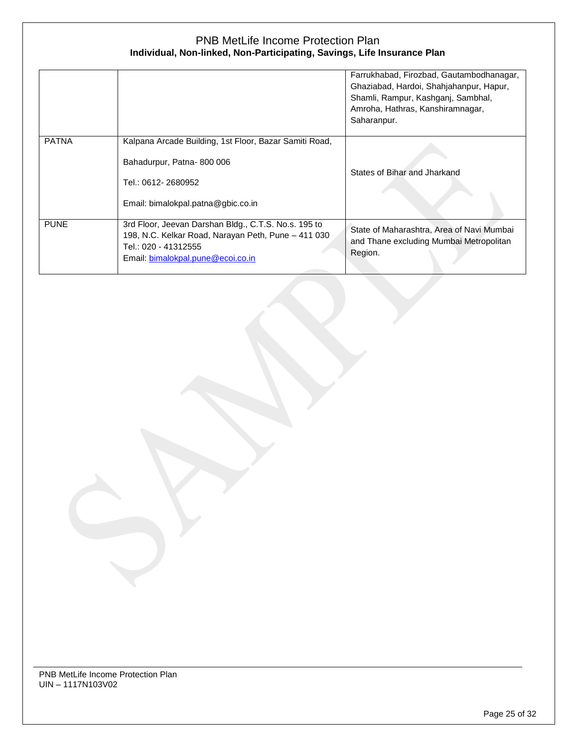| | | |
|---|---|---|
| | | Farrukhabad, Firozbad, Gautambodhanagar, Ghaziabad, Hardoi, Shahjahanpur, Hapur, Shamli, Rampur, Kashganj, Sambhal, Amroha, Hathras, Kanshiramnagar, Saharanpur. |
| PATNA | Kalpana Arcade Building, 1st Floor, Bazar Samiti Road,<br><br>Bahadurpur, Patna- 800 006<br><br>Tel.: 0612- 2680952<br><br>Email: bimalokpal.patna@gbic.co.in | States of Bihar and Jharkand |
| PUNE | 3rd Floor, Jeevan Darshan Bldg., C.T.S. No.s. 195 to 198, N.C. Kelkar Road, Narayan Peth, Pune – 411 030<br>Tel.: 020 - 41312555<br>Email: bimalokpal.pune@ecoi.co.in | State of Maharashtra, Area of Navi Mumbai and Thane excluding Mumbai Metropolitan Region. |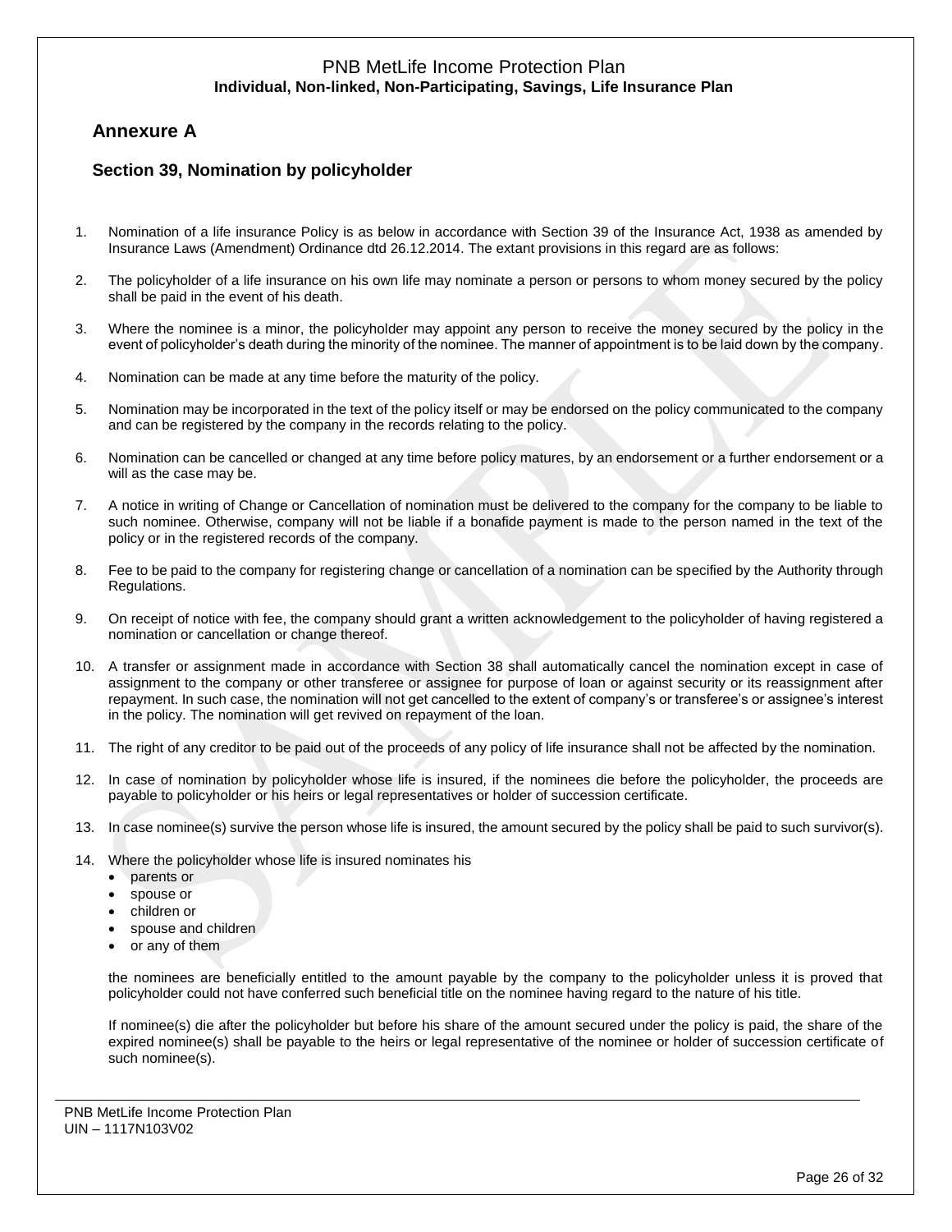## Annexure A

### Section 39, Nomination by policyholder

1. Nomination of a life insurance Policy is as below in accordance with Section 39 of the Insurance Act, 1938 as amended by Insurance Laws (Amendment) Ordinance dtd 26.12.2014. The extant provisions in this regard are as follows:

2. The policyholder of a life insurance on his own life may nominate a person or persons to whom money secured by the policy shall be paid in the event of his death.

3. Where the nominee is a minor, the policyholder may appoint any person to receive the money secured by the policy in the event of policyholder's death during the minority of the nominee. The manner of appointment is to be laid down by the company.

4. Nomination can be made at any time before the maturity of the policy.

5. Nomination may be incorporated in the text of the policy itself or may be endorsed on the policy communicated to the company and can be registered by the company in the records relating to the policy.

6. Nomination can be cancelled or changed at any time before policy matures, by an endorsement or a further endorsement or a will as the case may be.

7. A notice in writing of Change or Cancellation of nomination must be delivered to the company for the company to be liable to such nominee. Otherwise, company will not be liable if a bonafide payment is made to the person named in the text of the policy or in the registered records of the company.

8. Fee to be paid to the company for registering change or cancellation of a nomination can be specified by the Authority through Regulations.

9. On receipt of notice with fee, the company should grant a written acknowledgement to the policyholder of having registered a nomination or cancellation or change thereof.

10. A transfer or assignment made in accordance with Section 38 shall automatically cancel the nomination except in case of assignment to the company or other transferee or assignee for purpose of loan or against security or its reassignment after repayment. In such case, the nomination will not get cancelled to the extent of company's or transferee's or assignee's interest in the policy. The nomination will get revived on repayment of the loan.

11. The right of any creditor to be paid out of the proceeds of any policy of life insurance shall not be affected by the nomination.

12. In case of nomination by policyholder whose life is insured, if the nominees die before the policyholder, the proceeds are payable to policyholder or his heirs or legal representatives or holder of succession certificate.

13. In case nominee(s) survive the person whose life is insured, the amount secured by the policy shall be paid to such survivor(s).

14. Where the policyholder whose life is insured nominates his
    - parents or
    - spouse or
    - children or
    - spouse and children
    - or any of them

    the nominees are beneficially entitled to the amount payable by the company to the policyholder unless it is proved that policyholder could not have conferred such beneficial title on the nominee having regard to the nature of his title.

    If nominee(s) die after the policyholder but before his share of the amount secured under the policy is paid, the share of the expired nominee(s) shall be payable to the heirs or legal representative of the nominee or holder of succession certificate of such nominee(s).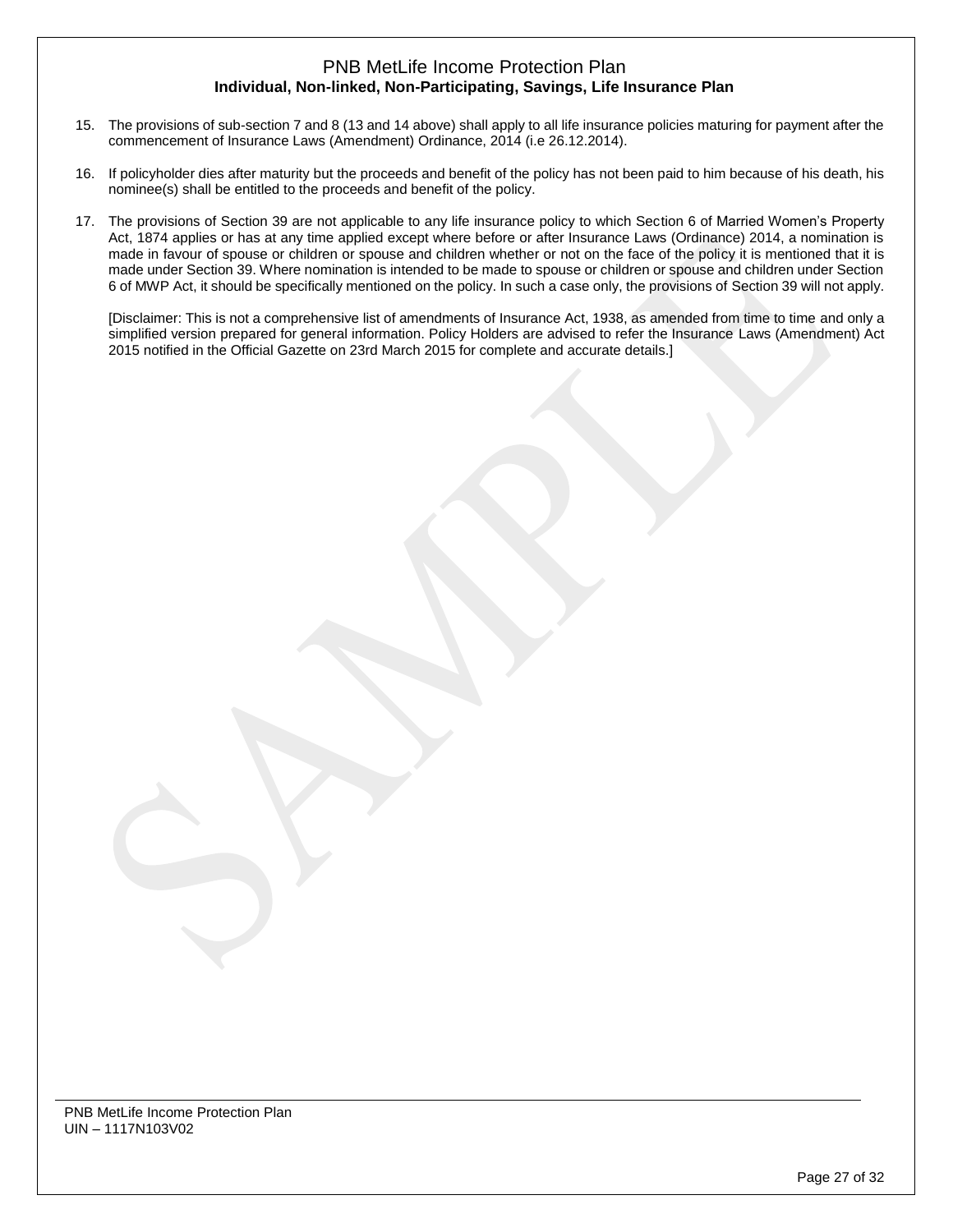15. The provisions of sub-section 7 and 8 (13 and 14 above) shall apply to all life insurance policies maturing for payment after the commencement of Insurance Laws (Amendment) Ordinance, 2014 (i.e 26.12.2014).

16. If policyholder dies after maturity but the proceeds and benefit of the policy has not been paid to him because of his death, his nominee(s) shall be entitled to the proceeds and benefit of the policy.

17. The provisions of Section 39 are not applicable to any life insurance policy to which Section 6 of Married Women's Property Act, 1874 applies or has at any time applied except where before or after Insurance Laws (Ordinance) 2014, a nomination is made in favour of spouse or children or spouse and children whether or not on the face of the policy it is mentioned that it is made under Section 39. Where nomination is intended to be made to spouse or children or spouse and children under Section 6 of MWP Act, it should be specifically mentioned on the policy. In such a case only, the provisions of Section 39 will not apply.

    [Disclaimer: This is not a comprehensive list of amendments of Insurance Act, 1938, as amended from time to time and only a simplified version prepared for general information. Policy Holders are advised to refer the Insurance Laws (Amendment) Act 2015 notified in the Official Gazette on 23rd March 2015 for complete and accurate details.]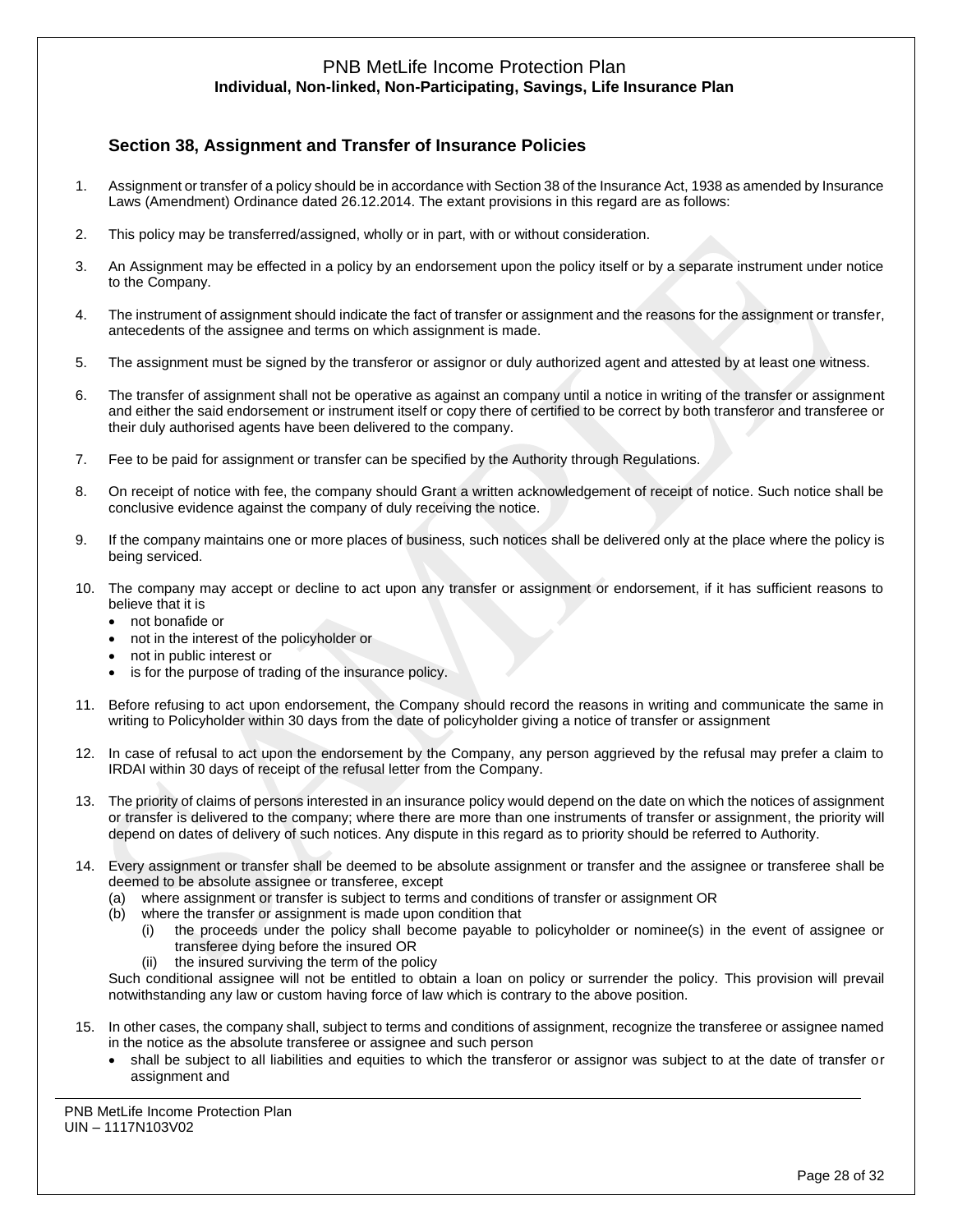### Section 38, Assignment and Transfer of Insurance Policies

1. Assignment or transfer of a policy should be in accordance with Section 38 of the Insurance Act, 1938 as amended by Insurance Laws (Amendment) Ordinance dated 26.12.2014. The extant provisions in this regard are as follows:
2. This policy may be transferred/assigned, wholly or in part, with or without consideration.
3. An Assignment may be effected in a policy by an endorsement upon the policy itself or by a separate instrument under notice to the Company.
4. The instrument of assignment should indicate the fact of transfer or assignment and the reasons for the assignment or transfer, antecedents of the assignee and terms on which assignment is made.
5. The assignment must be signed by the transferor or assignor or duly authorized agent and attested by at least one witness.
6. The transfer of assignment shall not be operative as against an company until a notice in writing of the transfer or assignment and either the said endorsement or instrument itself or copy there of certified to be correct by both transferor and transferee or their duly authorised agents have been delivered to the company.
7. Fee to be paid for assignment or transfer can be specified by the Authority through Regulations.
8. On receipt of notice with fee, the company should Grant a written acknowledgement of receipt of notice. Such notice shall be conclusive evidence against the company of duly receiving the notice.
9. If the company maintains one or more places of business, such notices shall be delivered only at the place where the policy is being serviced.
10. The company may accept or decline to act upon any transfer or assignment or endorsement, if it has sufficient reasons to believe that it is
    - not bonafide or
    - not in the interest of the policyholder or
    - not in public interest or
    - is for the purpose of trading of the insurance policy.
11. Before refusing to act upon endorsement, the Company should record the reasons in writing and communicate the same in writing to Policyholder within 30 days from the date of policyholder giving a notice of transfer or assignment
12. In case of refusal to act upon the endorsement by the Company, any person aggrieved by the refusal may prefer a claim to IRDAI within 30 days of receipt of the refusal letter from the Company.
13. The priority of claims of persons interested in an insurance policy would depend on the date on which the notices of assignment or transfer is delivered to the company; where there are more than one instruments of transfer or assignment, the priority will depend on dates of delivery of such notices. Any dispute in this regard as to priority should be referred to Authority.
14. Every assignment or transfer shall be deemed to be absolute assignment or transfer and the assignee or transferee shall be deemed to be absolute assignee or transferee, except
    (a) where assignment or transfer is subject to terms and conditions of transfer or assignment OR
    (b) where the transfer or assignment is made upon condition that
        (i) the proceeds under the policy shall become payable to policyholder or nominee(s) in the event of assignee or transferee dying before the insured OR
        (ii) the insured surviving the term of the policy

    Such conditional assignee will not be entitled to obtain a loan on policy or surrender the policy. This provision will prevail notwithstanding any law or custom having force of law which is contrary to the above position.
15. In other cases, the company shall, subject to terms and conditions of assignment, recognize the transferee or assignee named in the notice as the absolute transferee or assignee and such person
    - shall be subject to all liabilities and equities to which the transferor or assignor was subject to at the date of transfer or assignment and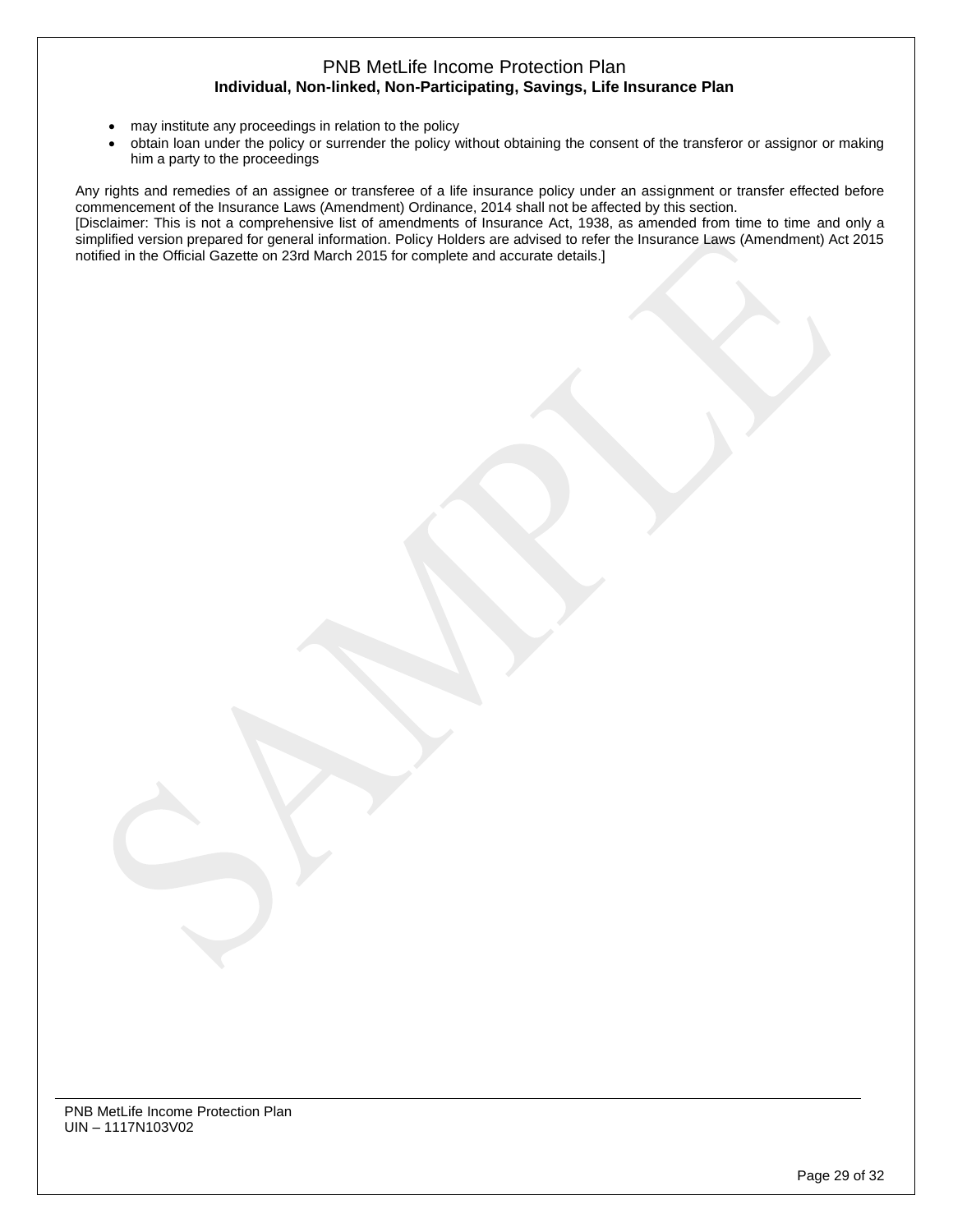- may institute any proceedings in relation to the policy
- obtain loan under the policy or surrender the policy without obtaining the consent of the transferor or assignor or making him a party to the proceedings

Any rights and remedies of an assignee or transferee of a life insurance policy under an assignment or transfer effected before commencement of the Insurance Laws (Amendment) Ordinance, 2014 shall not be affected by this section.
[Disclaimer: This is not a comprehensive list of amendments of Insurance Act, 1938, as amended from time to time and only a simplified version prepared for general information. Policy Holders are advised to refer the Insurance Laws (Amendment) Act 2015 notified in the Official Gazette on 23rd March 2015 for complete and accurate details.]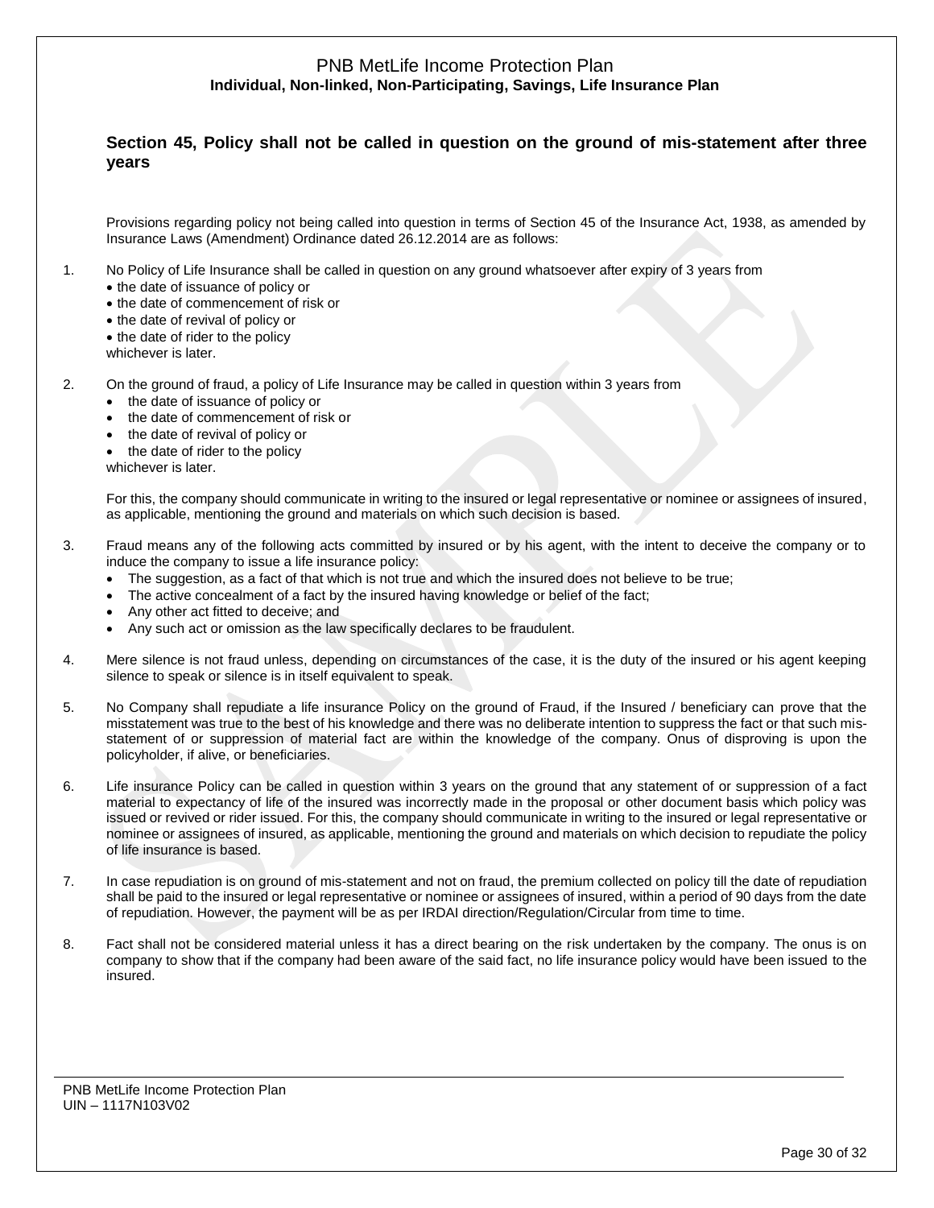## Section 45, Policy shall not be called in question on the ground of mis-statement after three years

Provisions regarding policy not being called into question in terms of Section 45 of the Insurance Act, 1938, as amended by Insurance Laws (Amendment) Ordinance dated 26.12.2014 are as follows:

1. No Policy of Life Insurance shall be called in question on any ground whatsoever after expiry of 3 years from
   - the date of issuance of policy or
   - the date of commencement of risk or
   - the date of revival of policy or
   - the date of rider to the policy

   whichever is later.

2. On the ground of fraud, a policy of Life Insurance may be called in question within 3 years from
   - the date of issuance of policy or
   - the date of commencement of risk or
   - the date of revival of policy or
   - the date of rider to the policy

   whichever is later.

   For this, the company should communicate in writing to the insured or legal representative or nominee or assignees of insured, as applicable, mentioning the ground and materials on which such decision is based.

3. Fraud means any of the following acts committed by insured or by his agent, with the intent to deceive the company or to induce the company to issue a life insurance policy:
   - The suggestion, as a fact of that which is not true and which the insured does not believe to be true;
   - The active concealment of a fact by the insured having knowledge or belief of the fact;
   - Any other act fitted to deceive; and
   - Any such act or omission as the law specifically declares to be fraudulent.

4. Mere silence is not fraud unless, depending on circumstances of the case, it is the duty of the insured or his agent keeping silence to speak or silence is in itself equivalent to speak.

5. No Company shall repudiate a life insurance Policy on the ground of Fraud, if the Insured / beneficiary can prove that the misstatement was true to the best of his knowledge and there was no deliberate intention to suppress the fact or that such mis-statement of or suppression of material fact are within the knowledge of the company. Onus of disproving is upon the policyholder, if alive, or beneficiaries.

6. Life insurance Policy can be called in question within 3 years on the ground that any statement of or suppression of a fact material to expectancy of life of the insured was incorrectly made in the proposal or other document basis which policy was issued or revived or rider issued. For this, the company should communicate in writing to the insured or legal representative or nominee or assignees of insured, as applicable, mentioning the ground and materials on which decision to repudiate the policy of life insurance is based.

7. In case repudiation is on ground of mis-statement and not on fraud, the premium collected on policy till the date of repudiation shall be paid to the insured or legal representative or nominee or assignees of insured, within a period of 90 days from the date of repudiation. However, the payment will be as per IRDAI direction/Regulation/Circular from time to time.

8. Fact shall not be considered material unless it has a direct bearing on the risk undertaken by the company. The onus is on company to show that if the company had been aware of the said fact, no life insurance policy would have been issued to the insured.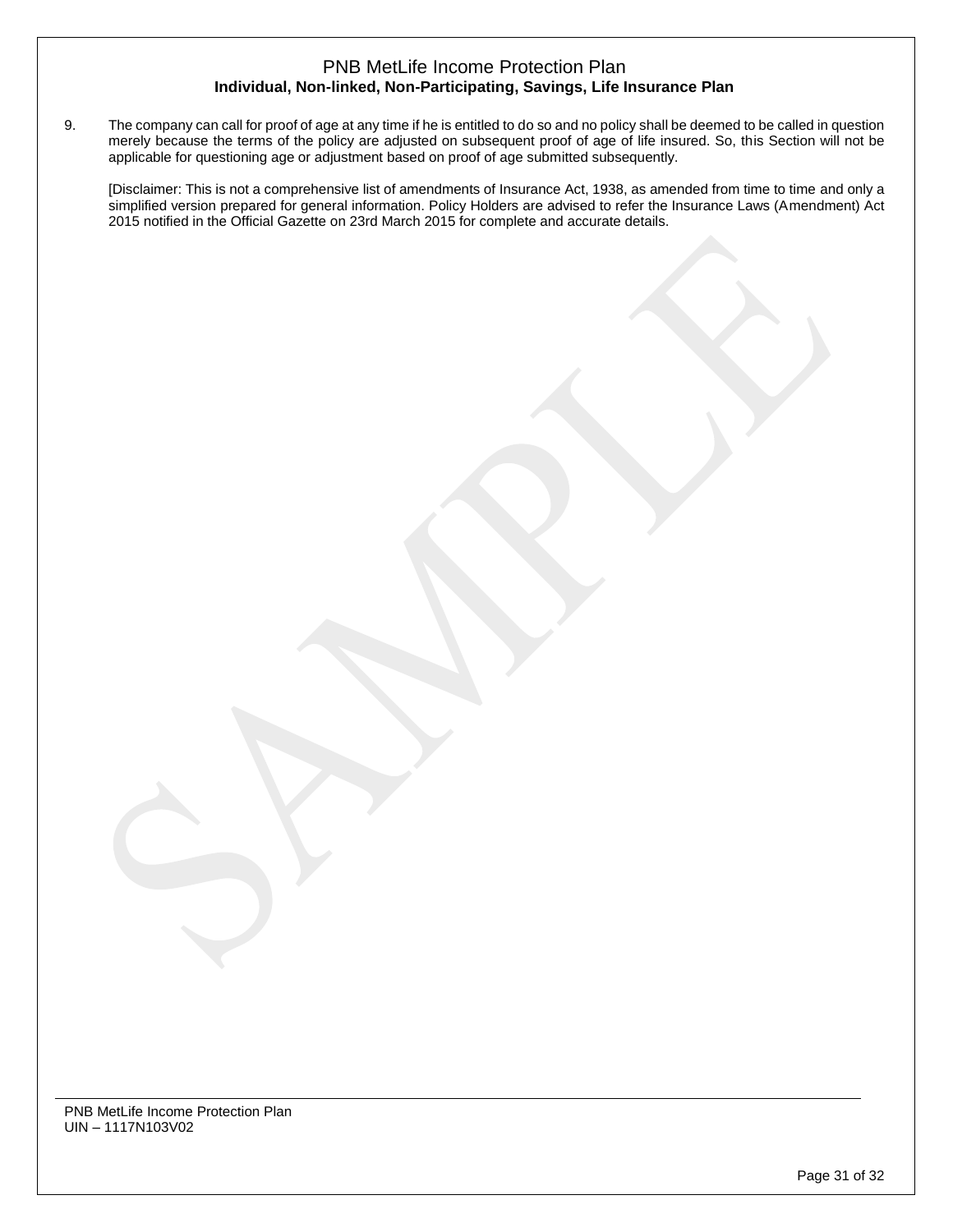9. The company can call for proof of age at any time if he is entitled to do so and no policy shall be deemed to be called in question merely because the terms of the policy are adjusted on subsequent proof of age of life insured. So, this Section will not be applicable for questioning age or adjustment based on proof of age submitted subsequently.

   [Disclaimer: This is not a comprehensive list of amendments of Insurance Act, 1938, as amended from time to time and only a simplified version prepared for general information. Policy Holders are advised to refer the Insurance Laws (Amendment) Act 2015 notified in the Official Gazette on 23rd March 2015 for complete and accurate details.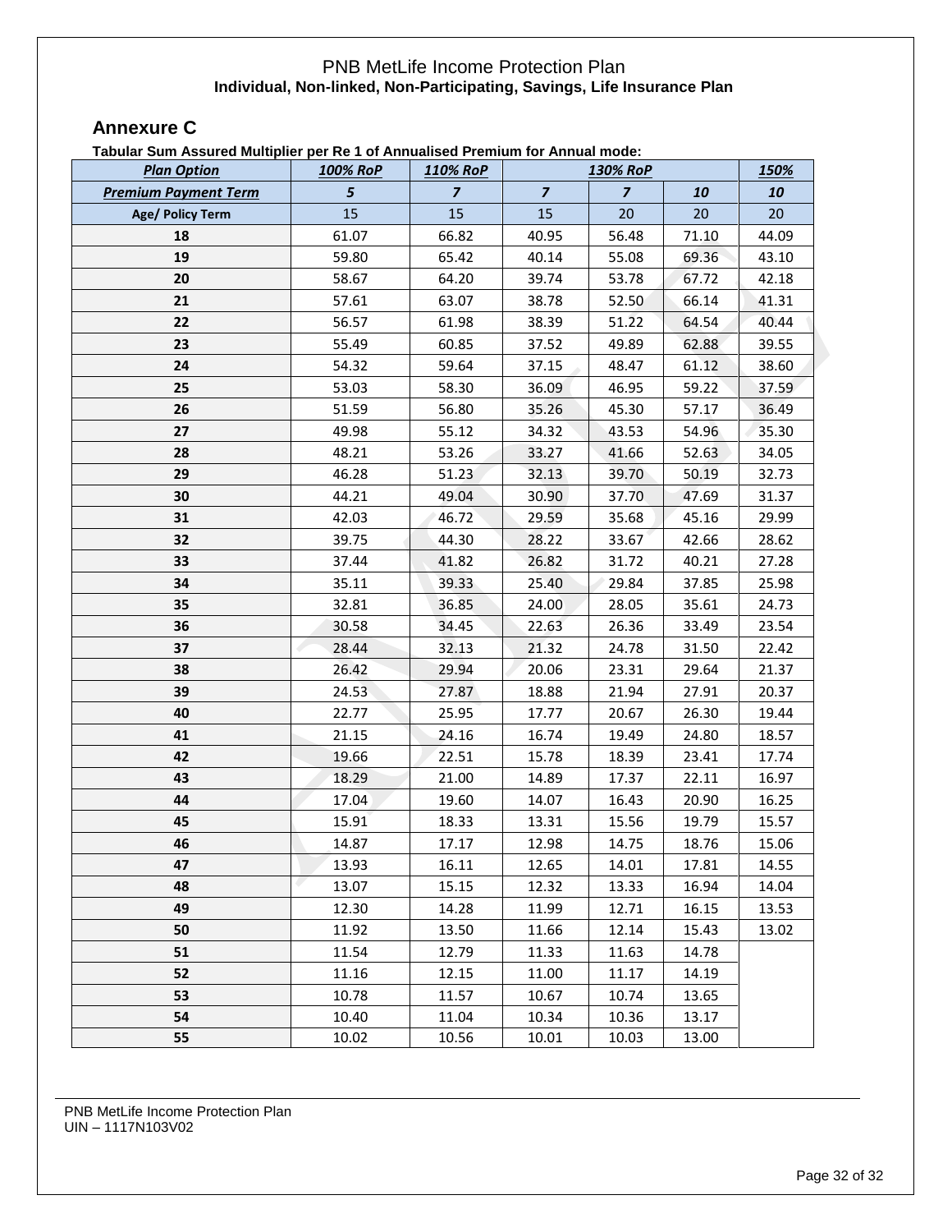## Annexure C

**Tabular Sum Assured Multiplier per Re 1 of Annualised Premium for Annual mode:**

| ***Plan Option*** | ***100% RoP*** | ***110% RoP*** | ***130% RoP*** | | | ***150%*** |
|---|---|---|---|---|---|---|
| ***Premium Payment Term*** | ***5*** | ***7*** | ***7*** | ***7*** | ***10*** | ***10*** |
| **Age/ Policy Term** | 15 | 15 | 15 | 20 | 20 | 20 |
| **18** | 61.07 | 66.82 | 40.95 | 56.48 | 71.10 | 44.09 |
| **19** | 59.80 | 65.42 | 40.14 | 55.08 | 69.36 | 43.10 |
| **20** | 58.67 | 64.20 | 39.74 | 53.78 | 67.72 | 42.18 |
| **21** | 57.61 | 63.07 | 38.78 | 52.50 | 66.14 | 41.31 |
| **22** | 56.57 | 61.98 | 38.39 | 51.22 | 64.54 | 40.44 |
| **23** | 55.49 | 60.85 | 37.52 | 49.89 | 62.88 | 39.55 |
| **24** | 54.32 | 59.64 | 37.15 | 48.47 | 61.12 | 38.60 |
| **25** | 53.03 | 58.30 | 36.09 | 46.95 | 59.22 | 37.59 |
| **26** | 51.59 | 56.80 | 35.26 | 45.30 | 57.17 | 36.49 |
| **27** | 49.98 | 55.12 | 34.32 | 43.53 | 54.96 | 35.30 |
| **28** | 48.21 | 53.26 | 33.27 | 41.66 | 52.63 | 34.05 |
| **29** | 46.28 | 51.23 | 32.13 | 39.70 | 50.19 | 32.73 |
| **30** | 44.21 | 49.04 | 30.90 | 37.70 | 47.69 | 31.37 |
| **31** | 42.03 | 46.72 | 29.59 | 35.68 | 45.16 | 29.99 |
| **32** | 39.75 | 44.30 | 28.22 | 33.67 | 42.66 | 28.62 |
| **33** | 37.44 | 41.82 | 26.82 | 31.72 | 40.21 | 27.28 |
| **34** | 35.11 | 39.33 | 25.40 | 29.84 | 37.85 | 25.98 |
| **35** | 32.81 | 36.85 | 24.00 | 28.05 | 35.61 | 24.73 |
| **36** | 30.58 | 34.45 | 22.63 | 26.36 | 33.49 | 23.54 |
| **37** | 28.44 | 32.13 | 21.32 | 24.78 | 31.50 | 22.42 |
| **38** | 26.42 | 29.94 | 20.06 | 23.31 | 29.64 | 21.37 |
| **39** | 24.53 | 27.87 | 18.88 | 21.94 | 27.91 | 20.37 |
| **40** | 22.77 | 25.95 | 17.77 | 20.67 | 26.30 | 19.44 |
| **41** | 21.15 | 24.16 | 16.74 | 19.49 | 24.80 | 18.57 |
| **42** | 19.66 | 22.51 | 15.78 | 18.39 | 23.41 | 17.74 |
| **43** | 18.29 | 21.00 | 14.89 | 17.37 | 22.11 | 16.97 |
| **44** | 17.04 | 19.60 | 14.07 | 16.43 | 20.90 | 16.25 |
| **45** | 15.91 | 18.33 | 13.31 | 15.56 | 19.79 | 15.57 |
| **46** | 14.87 | 17.17 | 12.98 | 14.75 | 18.76 | 15.06 |
| **47** | 13.93 | 16.11 | 12.65 | 14.01 | 17.81 | 14.55 |
| **48** | 13.07 | 15.15 | 12.32 | 13.33 | 16.94 | 14.04 |
| **49** | 12.30 | 14.28 | 11.99 | 12.71 | 16.15 | 13.53 |
| **50** | 11.92 | 13.50 | 11.66 | 12.14 | 15.43 | 13.02 |
| **51** | 11.54 | 12.79 | 11.33 | 11.63 | 14.78 | |
| **52** | 11.16 | 12.15 | 11.00 | 11.17 | 14.19 | |
| **53** | 10.78 | 11.57 | 10.67 | 10.74 | 13.65 | |
| **54** | 10.40 | 11.04 | 10.34 | 10.36 | 13.17 | |
| **55** | 10.02 | 10.56 | 10.01 | 10.03 | 13.00 | |

PNB MetLife Income Protection Plan
UIN – 1117N103V02